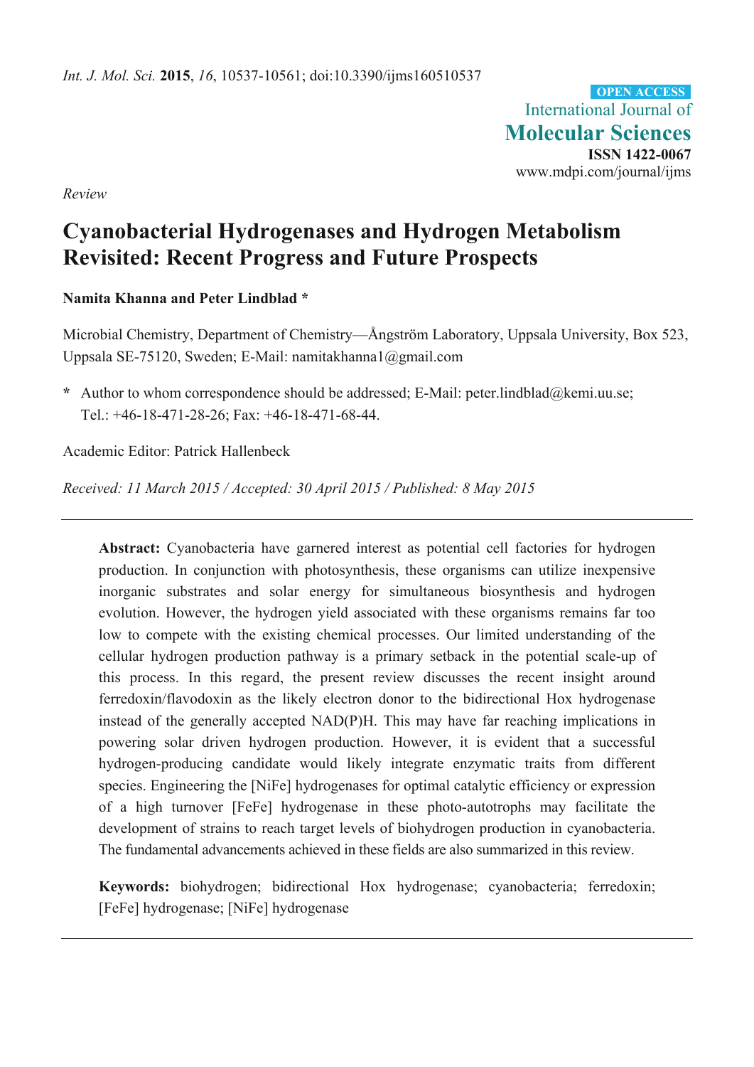*Review*

# Cyanobacterial Hydrogenases and Hydrogen Metabolism Revisited: Recent Progress and Future Prospects

**Namita Khanna and Peter Lindblad ***

Microbial Chemistry, Department of Chemistry—Ångström Laboratory, Uppsala University, Box 523, Uppsala SE-75120, Sweden; E-Mail: namitakhanna1@gmail.com

* Author to whom correspondence should be addressed; E-Mail: peter.lindblad@kemi.uu.se; Tel.: +46-18-471-28-26; Fax: +46-18-471-68-44.

Academic Editor: Patrick Hallenbeck

*Received: 11 March 2015 / Accepted: 30 April 2015 / Published: 8 May 2015*

---

**Abstract:** Cyanobacteria have garnered interest as potential cell factories for hydrogen production. In conjunction with photosynthesis, these organisms can utilize inexpensive inorganic substrates and solar energy for simultaneous biosynthesis and hydrogen evolution. However, the hydrogen yield associated with these organisms remains far too low to compete with the existing chemical processes. Our limited understanding of the cellular hydrogen production pathway is a primary setback in the potential scale-up of this process. In this regard, the present review discusses the recent insight around ferredoxin/flavodoxin as the likely electron donor to the bidirectional Hox hydrogenase instead of the generally accepted NAD(P)H. This may have far reaching implications in powering solar driven hydrogen production. However, it is evident that a successful hydrogen-producing candidate would likely integrate enzymatic traits from different species. Engineering the [NiFe] hydrogenases for optimal catalytic efficiency or expression of a high turnover [FeFe] hydrogenase in these photo-autotrophs may facilitate the development of strains to reach target levels of biohydrogen production in cyanobacteria. The fundamental advancements achieved in these fields are also summarized in this review.

**Keywords:** biohydrogen; bidirectional Hox hydrogenase; cyanobacteria; ferredoxin; [FeFe] hydrogenase; [NiFe] hydrogenase

---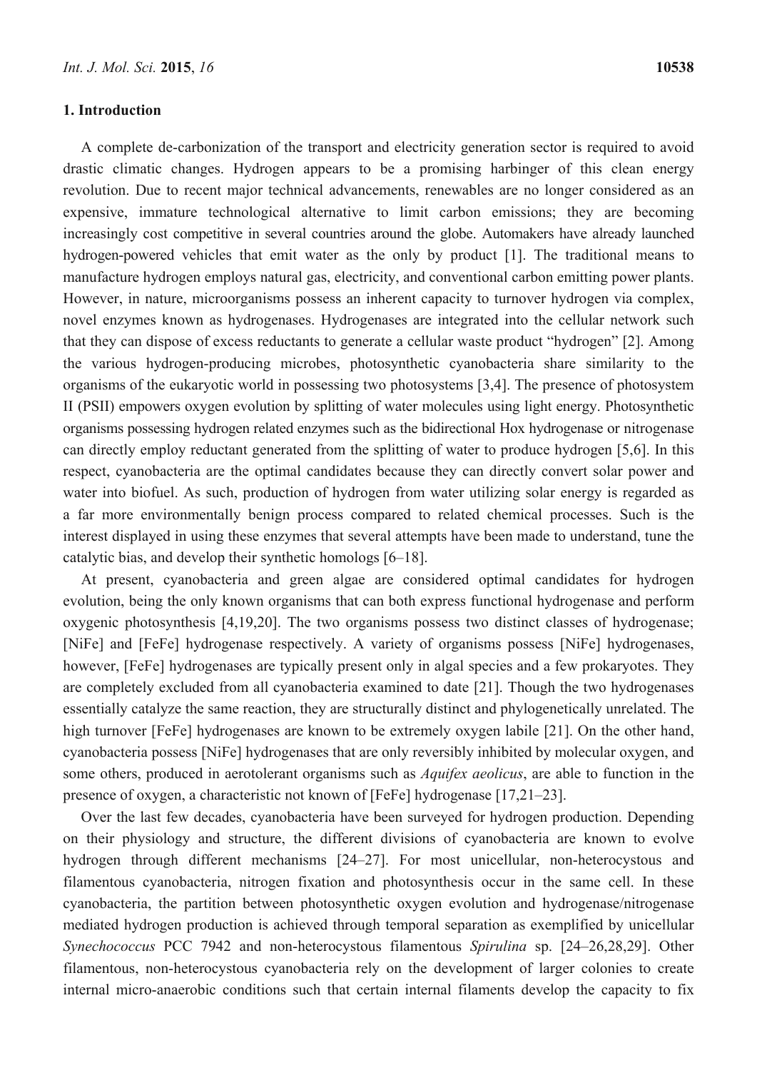## 1. Introduction

A complete de-carbonization of the transport and electricity generation sector is required to avoid drastic climatic changes. Hydrogen appears to be a promising harbinger of this clean energy revolution. Due to recent major technical advancements, renewables are no longer considered as an expensive, immature technological alternative to limit carbon emissions; they are becoming increasingly cost competitive in several countries around the globe. Automakers have already launched hydrogen-powered vehicles that emit water as the only by product [1]. The traditional means to manufacture hydrogen employs natural gas, electricity, and conventional carbon emitting power plants. However, in nature, microorganisms possess an inherent capacity to turnover hydrogen via complex, novel enzymes known as hydrogenases. Hydrogenases are integrated into the cellular network such that they can dispose of excess reductants to generate a cellular waste product "hydrogen" [2]. Among the various hydrogen-producing microbes, photosynthetic cyanobacteria share similarity to the organisms of the eukaryotic world in possessing two photosystems [3,4]. The presence of photosystem II (PSII) empowers oxygen evolution by splitting of water molecules using light energy. Photosynthetic organisms possessing hydrogen related enzymes such as the bidirectional Hox hydrogenase or nitrogenase can directly employ reductant generated from the splitting of water to produce hydrogen [5,6]. In this respect, cyanobacteria are the optimal candidates because they can directly convert solar power and water into biofuel. As such, production of hydrogen from water utilizing solar energy is regarded as a far more environmentally benign process compared to related chemical processes. Such is the interest displayed in using these enzymes that several attempts have been made to understand, tune the catalytic bias, and develop their synthetic homologs [6–18].

At present, cyanobacteria and green algae are considered optimal candidates for hydrogen evolution, being the only known organisms that can both express functional hydrogenase and perform oxygenic photosynthesis [4,19,20]. The two organisms possess two distinct classes of hydrogenase; [NiFe] and [FeFe] hydrogenase respectively. A variety of organisms possess [NiFe] hydrogenases, however, [FeFe] hydrogenases are typically present only in algal species and a few prokaryotes. They are completely excluded from all cyanobacteria examined to date [21]. Though the two hydrogenases essentially catalyze the same reaction, they are structurally distinct and phylogenetically unrelated. The high turnover [FeFe] hydrogenases are known to be extremely oxygen labile [21]. On the other hand, cyanobacteria possess [NiFe] hydrogenases that are only reversibly inhibited by molecular oxygen, and some others, produced in aerotolerant organisms such as *Aquifex aeolicus*, are able to function in the presence of oxygen, a characteristic not known of [FeFe] hydrogenase [17,21–23].

Over the last few decades, cyanobacteria have been surveyed for hydrogen production. Depending on their physiology and structure, the different divisions of cyanobacteria are known to evolve hydrogen through different mechanisms [24–27]. For most unicellular, non-heterocystous and filamentous cyanobacteria, nitrogen fixation and photosynthesis occur in the same cell. In these cyanobacteria, the partition between photosynthetic oxygen evolution and hydrogenase/nitrogenase mediated hydrogen production is achieved through temporal separation as exemplified by unicellular *Synechococcus* PCC 7942 and non-heterocystous filamentous *Spirulina* sp. [24–26,28,29]. Other filamentous, non-heterocystous cyanobacteria rely on the development of larger colonies to create internal micro-anaerobic conditions such that certain internal filaments develop the capacity to fix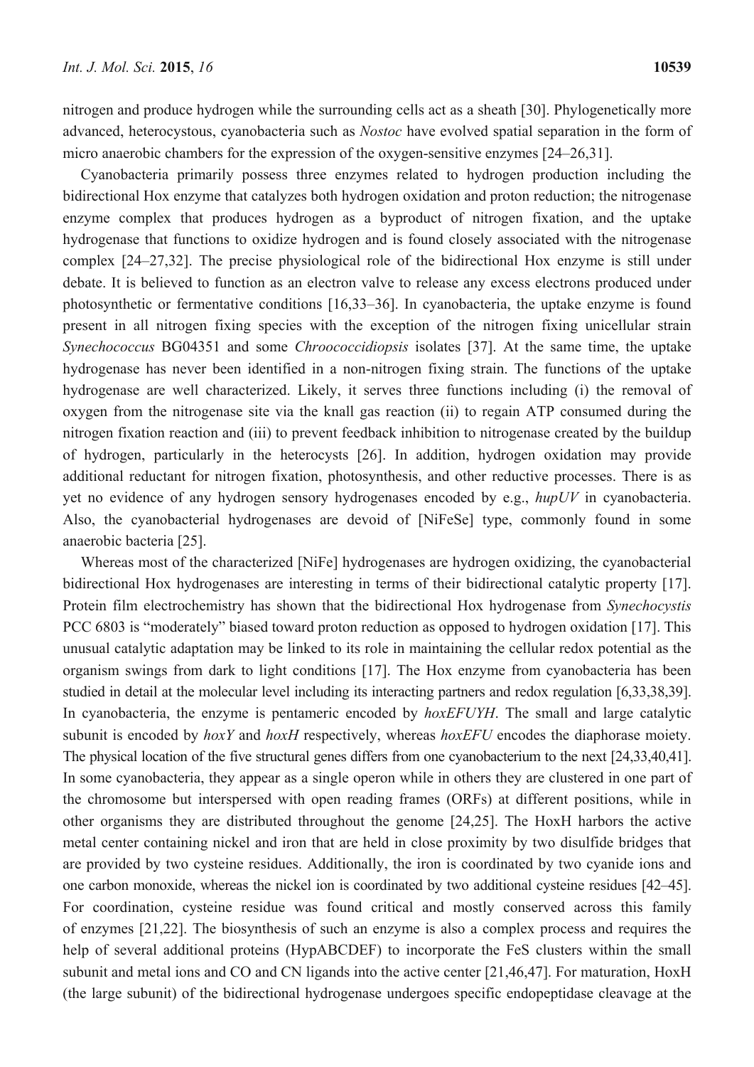nitrogen and produce hydrogen while the surrounding cells act as a sheath [30]. Phylogenetically more advanced, heterocystous, cyanobacteria such as *Nostoc* have evolved spatial separation in the form of micro anaerobic chambers for the expression of the oxygen-sensitive enzymes [24–26,31].

Cyanobacteria primarily possess three enzymes related to hydrogen production including the bidirectional Hox enzyme that catalyzes both hydrogen oxidation and proton reduction; the nitrogenase enzyme complex that produces hydrogen as a byproduct of nitrogen fixation, and the uptake hydrogenase that functions to oxidize hydrogen and is found closely associated with the nitrogenase complex [24–27,32]. The precise physiological role of the bidirectional Hox enzyme is still under debate. It is believed to function as an electron valve to release any excess electrons produced under photosynthetic or fermentative conditions [16,33–36]. In cyanobacteria, the uptake enzyme is found present in all nitrogen fixing species with the exception of the nitrogen fixing unicellular strain *Synechococcus* BG04351 and some *Chroococcidiopsis* isolates [37]. At the same time, the uptake hydrogenase has never been identified in a non-nitrogen fixing strain. The functions of the uptake hydrogenase are well characterized. Likely, it serves three functions including (i) the removal of oxygen from the nitrogenase site via the knall gas reaction (ii) to regain ATP consumed during the nitrogen fixation reaction and (iii) to prevent feedback inhibition to nitrogenase created by the buildup of hydrogen, particularly in the heterocysts [26]. In addition, hydrogen oxidation may provide additional reductant for nitrogen fixation, photosynthesis, and other reductive processes. There is as yet no evidence of any hydrogen sensory hydrogenases encoded by e.g., *hupUV* in cyanobacteria. Also, the cyanobacterial hydrogenases are devoid of [NiFeSe] type, commonly found in some anaerobic bacteria [25].

Whereas most of the characterized [NiFe] hydrogenases are hydrogen oxidizing, the cyanobacterial bidirectional Hox hydrogenases are interesting in terms of their bidirectional catalytic property [17]. Protein film electrochemistry has shown that the bidirectional Hox hydrogenase from *Synechocystis* PCC 6803 is "moderately" biased toward proton reduction as opposed to hydrogen oxidation [17]. This unusual catalytic adaptation may be linked to its role in maintaining the cellular redox potential as the organism swings from dark to light conditions [17]. The Hox enzyme from cyanobacteria has been studied in detail at the molecular level including its interacting partners and redox regulation [6,33,38,39]. In cyanobacteria, the enzyme is pentameric encoded by *hoxEFUYH*. The small and large catalytic subunit is encoded by *hoxY* and *hoxH* respectively, whereas *hoxEFU* encodes the diaphorase moiety. The physical location of the five structural genes differs from one cyanobacterium to the next [24,33,40,41]. In some cyanobacteria, they appear as a single operon while in others they are clustered in one part of the chromosome but interspersed with open reading frames (ORFs) at different positions, while in other organisms they are distributed throughout the genome [24,25]. The HoxH harbors the active metal center containing nickel and iron that are held in close proximity by two disulfide bridges that are provided by two cysteine residues. Additionally, the iron is coordinated by two cyanide ions and one carbon monoxide, whereas the nickel ion is coordinated by two additional cysteine residues [42–45]. For coordination, cysteine residue was found critical and mostly conserved across this family of enzymes [21,22]. The biosynthesis of such an enzyme is also a complex process and requires the help of several additional proteins (HypABCDEF) to incorporate the FeS clusters within the small subunit and metal ions and CO and CN ligands into the active center [21,46,47]. For maturation, HoxH (the large subunit) of the bidirectional hydrogenase undergoes specific endopeptidase cleavage at the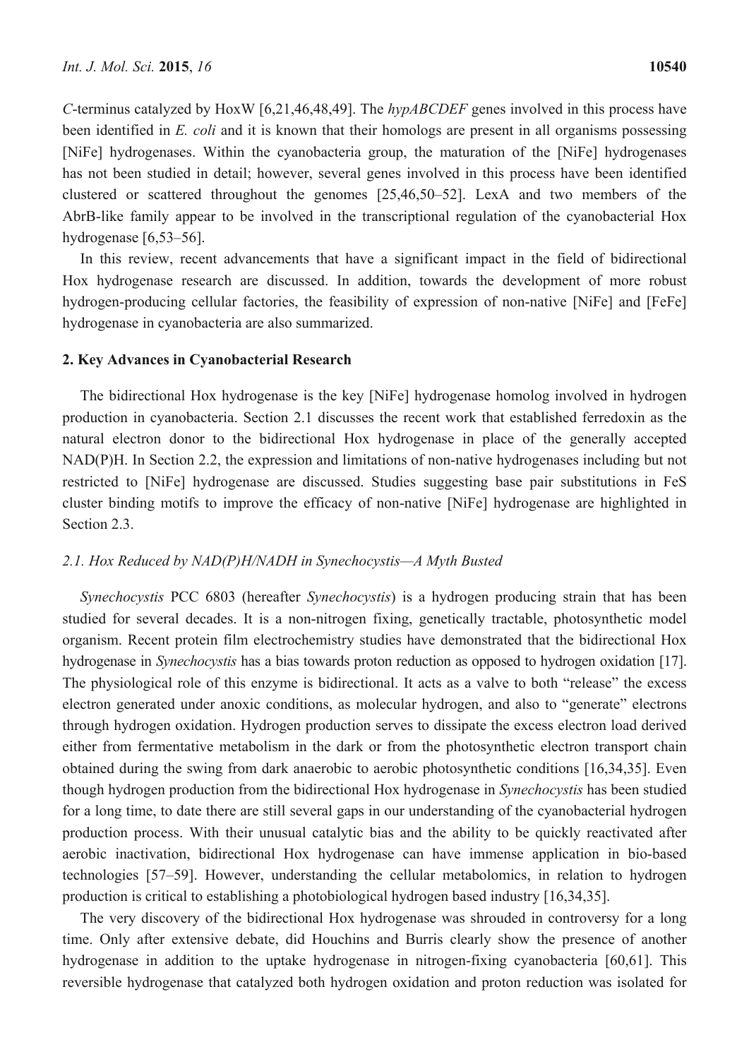*C*-terminus catalyzed by HoxW [6,21,46,48,49]. The *hypABCDEF* genes involved in this process have been identified in *E. coli* and it is known that their homologs are present in all organisms possessing [NiFe] hydrogenases. Within the cyanobacteria group, the maturation of the [NiFe] hydrogenases has not been studied in detail; however, several genes involved in this process have been identified clustered or scattered throughout the genomes [25,46,50–52]. LexA and two members of the AbrB-like family appear to be involved in the transcriptional regulation of the cyanobacterial Hox hydrogenase [6,53–56].

In this review, recent advancements that have a significant impact in the field of bidirectional Hox hydrogenase research are discussed. In addition, towards the development of more robust hydrogen-producing cellular factories, the feasibility of expression of non-native [NiFe] and [FeFe] hydrogenase in cyanobacteria are also summarized.

## 2. Key Advances in Cyanobacterial Research

The bidirectional Hox hydrogenase is the key [NiFe] hydrogenase homolog involved in hydrogen production in cyanobacteria. Section 2.1 discusses the recent work that established ferredoxin as the natural electron donor to the bidirectional Hox hydrogenase in place of the generally accepted NAD(P)H. In Section 2.2, the expression and limitations of non-native hydrogenases including but not restricted to [NiFe] hydrogenase are discussed. Studies suggesting base pair substitutions in FeS cluster binding motifs to improve the efficacy of non-native [NiFe] hydrogenase are highlighted in Section 2.3.

### *2.1. Hox Reduced by NAD(P)H/NADH in Synechocystis—A Myth Busted*

*Synechocystis* PCC 6803 (hereafter *Synechocystis*) is a hydrogen producing strain that has been studied for several decades. It is a non-nitrogen fixing, genetically tractable, photosynthetic model organism. Recent protein film electrochemistry studies have demonstrated that the bidirectional Hox hydrogenase in *Synechocystis* has a bias towards proton reduction as opposed to hydrogen oxidation [17]. The physiological role of this enzyme is bidirectional. It acts as a valve to both "release" the excess electron generated under anoxic conditions, as molecular hydrogen, and also to "generate" electrons through hydrogen oxidation. Hydrogen production serves to dissipate the excess electron load derived either from fermentative metabolism in the dark or from the photosynthetic electron transport chain obtained during the swing from dark anaerobic to aerobic photosynthetic conditions [16,34,35]. Even though hydrogen production from the bidirectional Hox hydrogenase in *Synechocystis* has been studied for a long time, to date there are still several gaps in our understanding of the cyanobacterial hydrogen production process. With their unusual catalytic bias and the ability to be quickly reactivated after aerobic inactivation, bidirectional Hox hydrogenase can have immense application in bio-based technologies [57–59]. However, understanding the cellular metabolomics, in relation to hydrogen production is critical to establishing a photobiological hydrogen based industry [16,34,35].

The very discovery of the bidirectional Hox hydrogenase was shrouded in controversy for a long time. Only after extensive debate, did Houchins and Burris clearly show the presence of another hydrogenase in addition to the uptake hydrogenase in nitrogen-fixing cyanobacteria [60,61]. This reversible hydrogenase that catalyzed both hydrogen oxidation and proton reduction was isolated for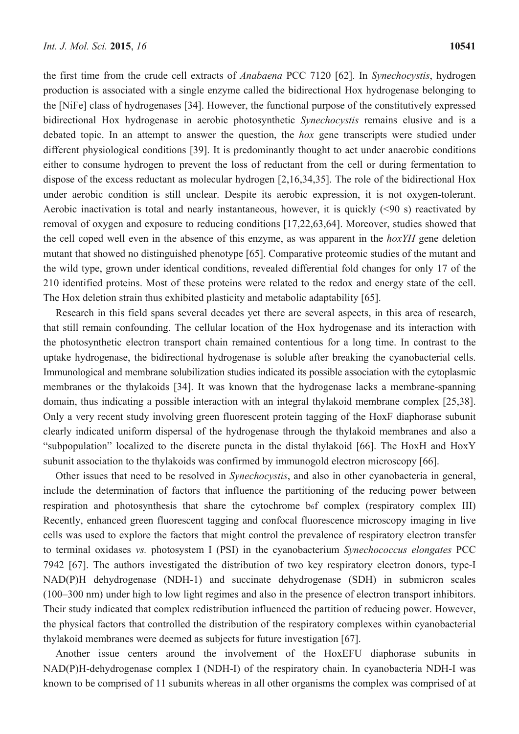the first time from the crude cell extracts of *Anabaena* PCC 7120 [62]. In *Synechocystis*, hydrogen production is associated with a single enzyme called the bidirectional Hox hydrogenase belonging to the [NiFe] class of hydrogenases [34]. However, the functional purpose of the constitutively expressed bidirectional Hox hydrogenase in aerobic photosynthetic *Synechocystis* remains elusive and is a debated topic. In an attempt to answer the question, the *hox* gene transcripts were studied under different physiological conditions [39]. It is predominantly thought to act under anaerobic conditions either to consume hydrogen to prevent the loss of reductant from the cell or during fermentation to dispose of the excess reductant as molecular hydrogen [2,16,34,35]. The role of the bidirectional Hox under aerobic condition is still unclear. Despite its aerobic expression, it is not oxygen-tolerant. Aerobic inactivation is total and nearly instantaneous, however, it is quickly (<90 s) reactivated by removal of oxygen and exposure to reducing conditions [17,22,63,64]. Moreover, studies showed that the cell coped well even in the absence of this enzyme, as was apparent in the *hoxYH* gene deletion mutant that showed no distinguished phenotype [65]. Comparative proteomic studies of the mutant and the wild type, grown under identical conditions, revealed differential fold changes for only 17 of the 210 identified proteins. Most of these proteins were related to the redox and energy state of the cell. The Hox deletion strain thus exhibited plasticity and metabolic adaptability [65].

Research in this field spans several decades yet there are several aspects, in this area of research, that still remain confounding. The cellular location of the Hox hydrogenase and its interaction with the photosynthetic electron transport chain remained contentious for a long time. In contrast to the uptake hydrogenase, the bidirectional hydrogenase is soluble after breaking the cyanobacterial cells. Immunological and membrane solubilization studies indicated its possible association with the cytoplasmic membranes or the thylakoids [34]. It was known that the hydrogenase lacks a membrane-spanning domain, thus indicating a possible interaction with an integral thylakoid membrane complex [25,38]. Only a very recent study involving green fluorescent protein tagging of the HoxF diaphorase subunit clearly indicated uniform dispersal of the hydrogenase through the thylakoid membranes and also a "subpopulation" localized to the discrete puncta in the distal thylakoid [66]. The HoxH and HoxY subunit association to the thylakoids was confirmed by immunogold electron microscopy [66].

Other issues that need to be resolved in *Synechocystis*, and also in other cyanobacteria in general, include the determination of factors that influence the partitioning of the reducing power between respiration and photosynthesis that share the cytochrome $b_6f$ complex (respiratory complex III) Recently, enhanced green fluorescent tagging and confocal fluorescence microscopy imaging in live cells was used to explore the factors that might control the prevalence of respiratory electron transfer to terminal oxidases *vs.* photosystem I (PSI) in the cyanobacterium *Synechococcus elongates* PCC 7942 [67]. The authors investigated the distribution of two key respiratory electron donors, type-I NAD(P)H dehydrogenase (NDH-1) and succinate dehydrogenase (SDH) in submicron scales (100–300 nm) under high to low light regimes and also in the presence of electron transport inhibitors. Their study indicated that complex redistribution influenced the partition of reducing power. However, the physical factors that controlled the distribution of the respiratory complexes within cyanobacterial thylakoid membranes were deemed as subjects for future investigation [67].

Another issue centers around the involvement of the HoxEFU diaphorase subunits in NAD(P)H-dehydrogenase complex I (NDH-I) of the respiratory chain. In cyanobacteria NDH-I was known to be comprised of 11 subunits whereas in all other organisms the complex was comprised of at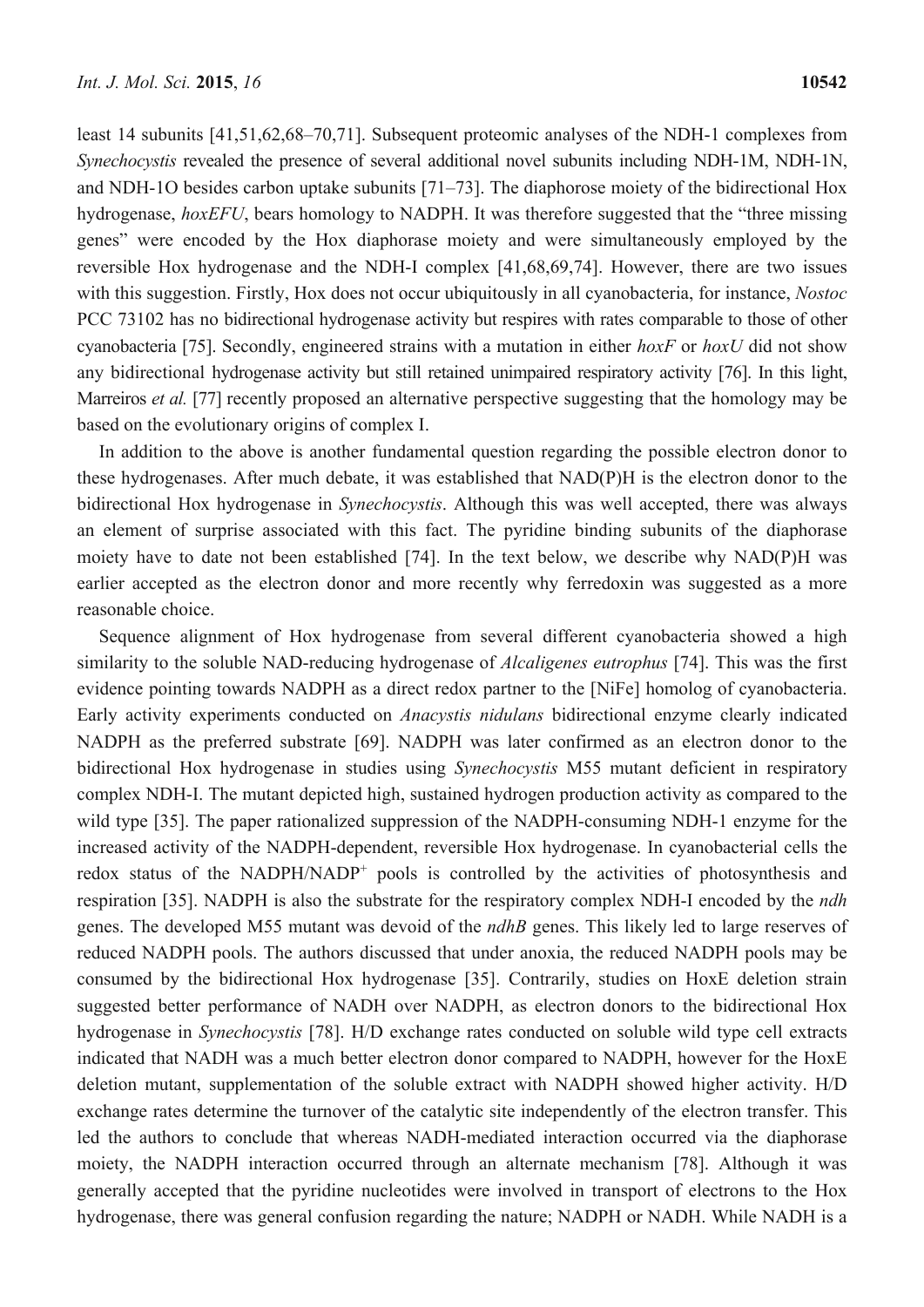least 14 subunits [41,51,62,68–70,71]. Subsequent proteomic analyses of the NDH-1 complexes from *Synechocystis* revealed the presence of several additional novel subunits including NDH-1M, NDH-1N, and NDH-1O besides carbon uptake subunits [71–73]. The diaphorose moiety of the bidirectional Hox hydrogenase, *hoxEFU*, bears homology to NADPH. It was therefore suggested that the "three missing genes" were encoded by the Hox diaphorase moiety and were simultaneously employed by the reversible Hox hydrogenase and the NDH-I complex [41,68,69,74]. However, there are two issues with this suggestion. Firstly, Hox does not occur ubiquitously in all cyanobacteria, for instance, *Nostoc* PCC 73102 has no bidirectional hydrogenase activity but respires with rates comparable to those of other cyanobacteria [75]. Secondly, engineered strains with a mutation in either *hoxF* or *hoxU* did not show any bidirectional hydrogenase activity but still retained unimpaired respiratory activity [76]. In this light, Marreiros *et al.* [77] recently proposed an alternative perspective suggesting that the homology may be based on the evolutionary origins of complex I.

In addition to the above is another fundamental question regarding the possible electron donor to these hydrogenases. After much debate, it was established that NAD(P)H is the electron donor to the bidirectional Hox hydrogenase in *Synechocystis*. Although this was well accepted, there was always an element of surprise associated with this fact. The pyridine binding subunits of the diaphorase moiety have to date not been established [74]. In the text below, we describe why NAD(P)H was earlier accepted as the electron donor and more recently why ferredoxin was suggested as a more reasonable choice.

Sequence alignment of Hox hydrogenase from several different cyanobacteria showed a high similarity to the soluble NAD-reducing hydrogenase of *Alcaligenes eutrophus* [74]. This was the first evidence pointing towards NADPH as a direct redox partner to the [NiFe] homolog of cyanobacteria. Early activity experiments conducted on *Anacystis nidulans* bidirectional enzyme clearly indicated NADPH as the preferred substrate [69]. NADPH was later confirmed as an electron donor to the bidirectional Hox hydrogenase in studies using *Synechocystis* M55 mutant deficient in respiratory complex NDH-I. The mutant depicted high, sustained hydrogen production activity as compared to the wild type [35]. The paper rationalized suppression of the NADPH-consuming NDH-1 enzyme for the increased activity of the NADPH-dependent, reversible Hox hydrogenase. In cyanobacterial cells the redox status of the NADPH/NADP$^+$ pools is controlled by the activities of photosynthesis and respiration [35]. NADPH is also the substrate for the respiratory complex NDH-I encoded by the *ndh* genes. The developed M55 mutant was devoid of the *ndhB* genes. This likely led to large reserves of reduced NADPH pools. The authors discussed that under anoxia, the reduced NADPH pools may be consumed by the bidirectional Hox hydrogenase [35]. Contrarily, studies on HoxE deletion strain suggested better performance of NADH over NADPH, as electron donors to the bidirectional Hox hydrogenase in *Synechocystis* [78]. H/D exchange rates conducted on soluble wild type cell extracts indicated that NADH was a much better electron donor compared to NADPH, however for the HoxE deletion mutant, supplementation of the soluble extract with NADPH showed higher activity. H/D exchange rates determine the turnover of the catalytic site independently of the electron transfer. This led the authors to conclude that whereas NADH-mediated interaction occurred via the diaphorase moiety, the NADPH interaction occurred through an alternate mechanism [78]. Although it was generally accepted that the pyridine nucleotides were involved in transport of electrons to the Hox hydrogenase, there was general confusion regarding the nature; NADPH or NADH. While NADH is a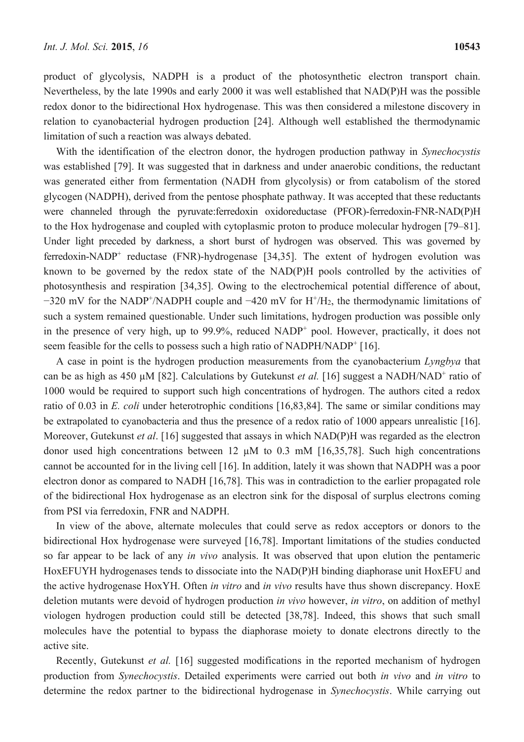product of glycolysis, NADPH is a product of the photosynthetic electron transport chain. Nevertheless, by the late 1990s and early 2000 it was well established that NAD(P)H was the possible redox donor to the bidirectional Hox hydrogenase. This was then considered a milestone discovery in relation to cyanobacterial hydrogen production [24]. Although well established the thermodynamic limitation of such a reaction was always debated.

With the identification of the electron donor, the hydrogen production pathway in *Synechocystis* was established [79]. It was suggested that in darkness and under anaerobic conditions, the reductant was generated either from fermentation (NADH from glycolysis) or from catabolism of the stored glycogen (NADPH), derived from the pentose phosphate pathway. It was accepted that these reductants were channeled through the pyruvate:ferredoxin oxidoreductase (PFOR)-ferredoxin-FNR-NAD(P)H to the Hox hydrogenase and coupled with cytoplasmic proton to produce molecular hydrogen [79–81]. Under light preceded by darkness, a short burst of hydrogen was observed. This was governed by ferredoxin-$NADP^+$ reductase (FNR)-hydrogenase [34,35]. The extent of hydrogen evolution was known to be governed by the redox state of the NAD(P)H pools controlled by the activities of photosynthesis and respiration [34,35]. Owing to the electrochemical potential difference of about, −320 mV for the $NADP^+$/NADPH couple and −420 mV for $H^+/H_2$, the thermodynamic limitations of such a system remained questionable. Under such limitations, hydrogen production was possible only in the presence of very high, up to 99.9%, reduced $NADP^+$ pool. However, practically, it does not seem feasible for the cells to possess such a high ratio of NADPH/$NADP^+$ [16].

A case in point is the hydrogen production measurements from the cyanobacterium *Lyngbya* that can be as high as 450 µM [82]. Calculations by Gutekunst *et al.* [16] suggest a NADH/$NAD^+$ ratio of 1000 would be required to support such high concentrations of hydrogen. The authors cited a redox ratio of 0.03 in *E. coli* under heterotrophic conditions [16,83,84]. The same or similar conditions may be extrapolated to cyanobacteria and thus the presence of a redox ratio of 1000 appears unrealistic [16]. Moreover, Gutekunst *et al*. [16] suggested that assays in which NAD(P)H was regarded as the electron donor used high concentrations between 12 µM to 0.3 mM [16,35,78]. Such high concentrations cannot be accounted for in the living cell [16]. In addition, lately it was shown that NADPH was a poor electron donor as compared to NADH [16,78]. This was in contradiction to the earlier propagated role of the bidirectional Hox hydrogenase as an electron sink for the disposal of surplus electrons coming from PSI via ferredoxin, FNR and NADPH.

In view of the above, alternate molecules that could serve as redox acceptors or donors to the bidirectional Hox hydrogenase were surveyed [16,78]. Important limitations of the studies conducted so far appear to be lack of any *in vivo* analysis. It was observed that upon elution the pentameric HoxEFUYH hydrogenases tends to dissociate into the NAD(P)H binding diaphorase unit HoxEFU and the active hydrogenase HoxYH. Often *in vitro* and *in vivo* results have thus shown discrepancy. HoxE deletion mutants were devoid of hydrogen production *in vivo* however, *in vitro*, on addition of methyl viologen hydrogen production could still be detected [38,78]. Indeed, this shows that such small molecules have the potential to bypass the diaphorase moiety to donate electrons directly to the active site.

Recently, Gutekunst *et al.* [16] suggested modifications in the reported mechanism of hydrogen production from *Synechocystis*. Detailed experiments were carried out both *in vivo* and *in vitro* to determine the redox partner to the bidirectional hydrogenase in *Synechocystis*. While carrying out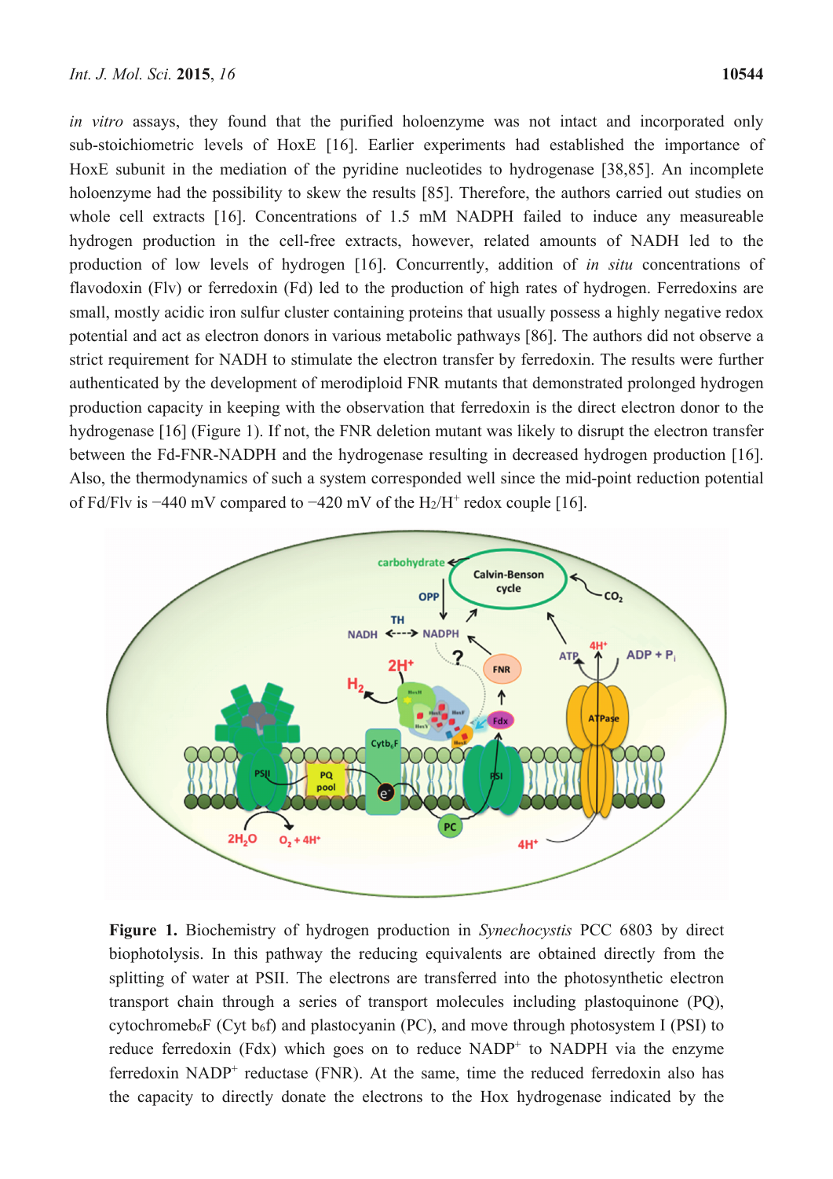*in vitro* assays, they found that the purified holoenzyme was not intact and incorporated only sub-stoichiometric levels of HoxE [16]. Earlier experiments had established the importance of HoxE subunit in the mediation of the pyridine nucleotides to hydrogenase [38,85]. An incomplete holoenzyme had the possibility to skew the results [85]. Therefore, the authors carried out studies on whole cell extracts [16]. Concentrations of 1.5 mM NADPH failed to induce any measureable hydrogen production in the cell-free extracts, however, related amounts of NADH led to the production of low levels of hydrogen [16]. Concurrently, addition of *in situ* concentrations of flavodoxin (Flv) or ferredoxin (Fd) led to the production of high rates of hydrogen. Ferredoxins are small, mostly acidic iron sulfur cluster containing proteins that usually possess a highly negative redox potential and act as electron donors in various metabolic pathways [86]. The authors did not observe a strict requirement for NADH to stimulate the electron transfer by ferredoxin. The results were further authenticated by the development of merodiploid FNR mutants that demonstrated prolonged hydrogen production capacity in keeping with the observation that ferredoxin is the direct electron donor to the hydrogenase [16] (Figure 1). If not, the FNR deletion mutant was likely to disrupt the electron transfer between the Fd-FNR-NADPH and the hydrogenase resulting in decreased hydrogen production [16]. Also, the thermodynamics of such a system corresponded well since the mid-point reduction potential of Fd/Flv is −440 mV compared to −420 mV of the $H_2/H^+$ redox couple [16].

**Figure 1.** Biochemistry of hydrogen production in *Synechocystis* PCC 6803 by direct biophotolysis. In this pathway the reducing equivalents are obtained directly from the splitting of water at PSII. The electrons are transferred into the photosynthetic electron transport chain through a series of transport molecules including plastoquinone (PQ), cytochrome$b_6$F (Cyt $b_6$f) and plastocyanin (PC), and move through photosystem I (PSI) to reduce ferredoxin (Fdx) which goes on to reduce $NADP^+$ to NADPH via the enzyme ferredoxin $NADP^+$ reductase (FNR). At the same, time the reduced ferredoxin also has the capacity to directly donate the electrons to the Hox hydrogenase indicated by the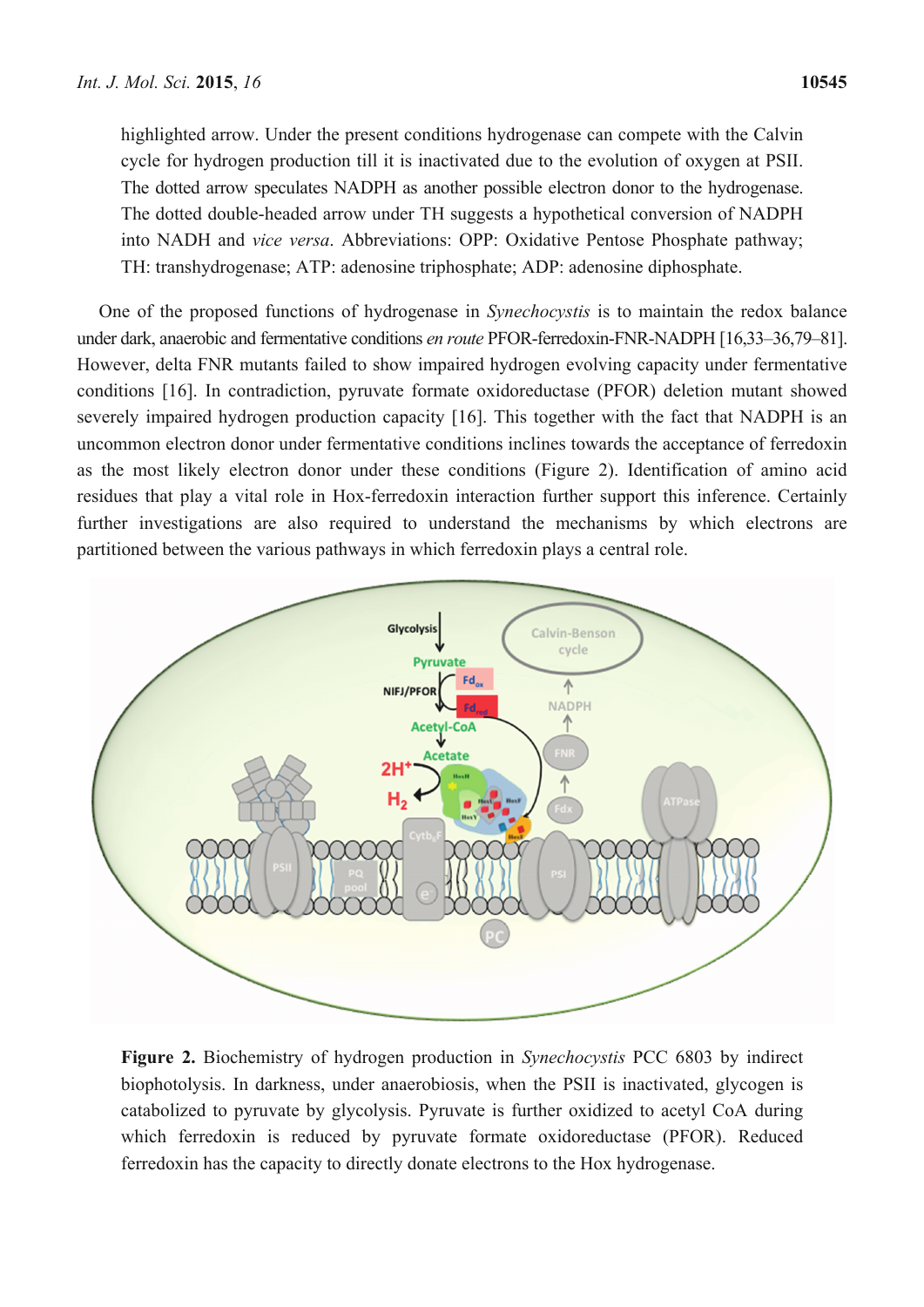highlighted arrow. Under the present conditions hydrogenase can compete with the Calvin cycle for hydrogen production till it is inactivated due to the evolution of oxygen at PSII. The dotted arrow speculates NADPH as another possible electron donor to the hydrogenase. The dotted double-headed arrow under TH suggests a hypothetical conversion of NADPH into NADH and *vice versa*. Abbreviations: OPP: Oxidative Pentose Phosphate pathway; TH: transhydrogenase; ATP: adenosine triphosphate; ADP: adenosine diphosphate.

One of the proposed functions of hydrogenase in *Synechocystis* is to maintain the redox balance under dark, anaerobic and fermentative conditions *en route* PFOR-ferredoxin-FNR-NADPH [16,33–36,79–81]. However, delta FNR mutants failed to show impaired hydrogen evolving capacity under fermentative conditions [16]. In contradiction, pyruvate formate oxidoreductase (PFOR) deletion mutant showed severely impaired hydrogen production capacity [16]. This together with the fact that NADPH is an uncommon electron donor under fermentative conditions inclines towards the acceptance of ferredoxin as the most likely electron donor under these conditions (Figure 2). Identification of amino acid residues that play a vital role in Hox-ferredoxin interaction further support this inference. Certainly further investigations are also required to understand the mechanisms by which electrons are partitioned between the various pathways in which ferredoxin plays a central role.

**Figure 2.** Biochemistry of hydrogen production in *Synechocystis* PCC 6803 by indirect biophotolysis. In darkness, under anaerobiosis, when the PSII is inactivated, glycogen is catabolized to pyruvate by glycolysis. Pyruvate is further oxidized to acetyl CoA during which ferredoxin is reduced by pyruvate formate oxidoreductase (PFOR). Reduced ferredoxin has the capacity to directly donate electrons to the Hox hydrogenase.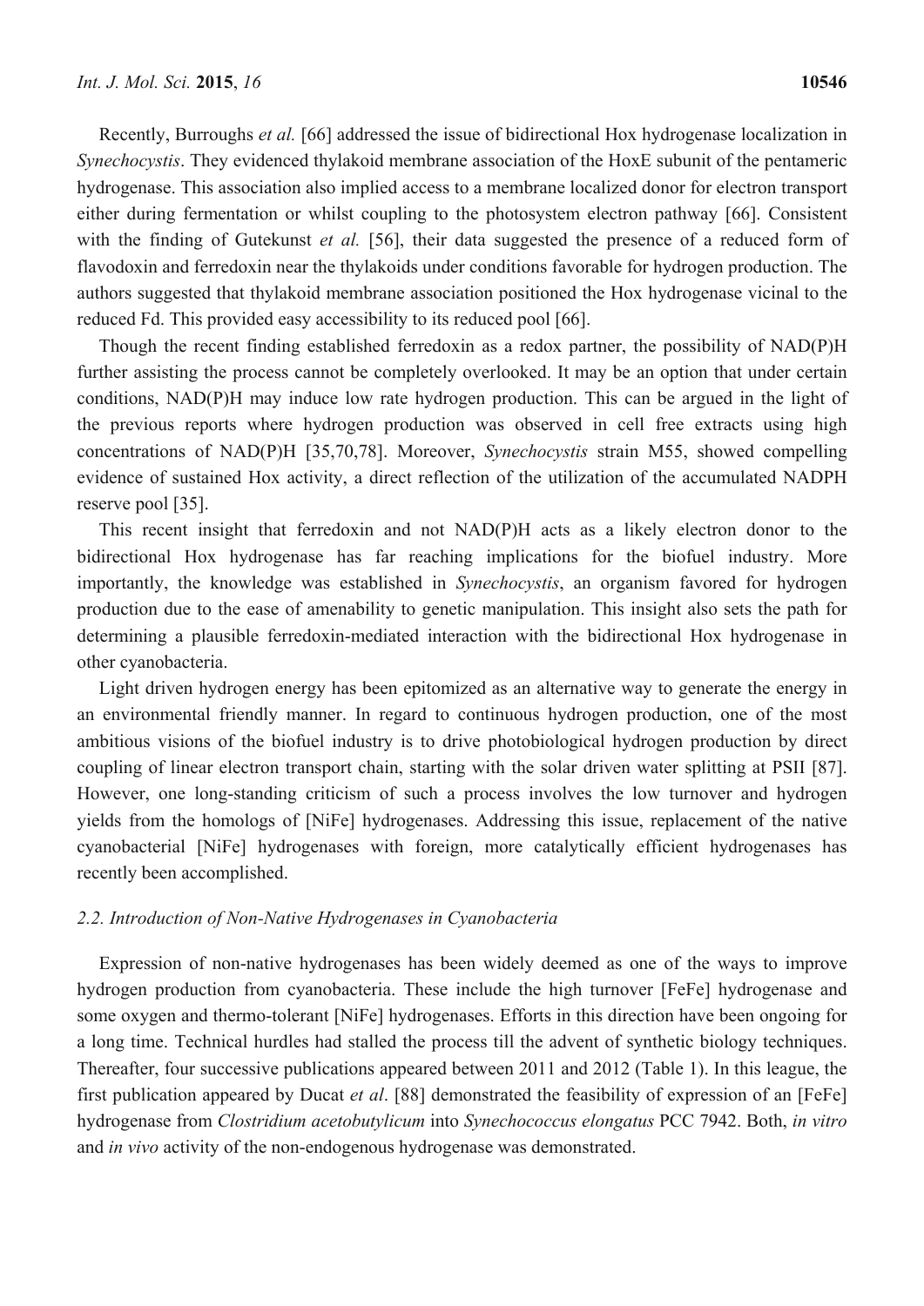Recently, Burroughs *et al.* [66] addressed the issue of bidirectional Hox hydrogenase localization in *Synechocystis*. They evidenced thylakoid membrane association of the HoxE subunit of the pentameric hydrogenase. This association also implied access to a membrane localized donor for electron transport either during fermentation or whilst coupling to the photosystem electron pathway [66]. Consistent with the finding of Gutekunst *et al.* [56], their data suggested the presence of a reduced form of flavodoxin and ferredoxin near the thylakoids under conditions favorable for hydrogen production. The authors suggested that thylakoid membrane association positioned the Hox hydrogenase vicinal to the reduced Fd. This provided easy accessibility to its reduced pool [66].

Though the recent finding established ferredoxin as a redox partner, the possibility of NAD(P)H further assisting the process cannot be completely overlooked. It may be an option that under certain conditions, NAD(P)H may induce low rate hydrogen production. This can be argued in the light of the previous reports where hydrogen production was observed in cell free extracts using high concentrations of NAD(P)H [35,70,78]. Moreover, *Synechocystis* strain M55, showed compelling evidence of sustained Hox activity, a direct reflection of the utilization of the accumulated NADPH reserve pool [35].

This recent insight that ferredoxin and not NAD(P)H acts as a likely electron donor to the bidirectional Hox hydrogenase has far reaching implications for the biofuel industry. More importantly, the knowledge was established in *Synechocystis*, an organism favored for hydrogen production due to the ease of amenability to genetic manipulation. This insight also sets the path for determining a plausible ferredoxin-mediated interaction with the bidirectional Hox hydrogenase in other cyanobacteria.

Light driven hydrogen energy has been epitomized as an alternative way to generate the energy in an environmental friendly manner. In regard to continuous hydrogen production, one of the most ambitious visions of the biofuel industry is to drive photobiological hydrogen production by direct coupling of linear electron transport chain, starting with the solar driven water splitting at PSII [87]. However, one long-standing criticism of such a process involves the low turnover and hydrogen yields from the homologs of [NiFe] hydrogenases. Addressing this issue, replacement of the native cyanobacterial [NiFe] hydrogenases with foreign, more catalytically efficient hydrogenases has recently been accomplished.

### *2.2. Introduction of Non-Native Hydrogenases in Cyanobacteria*

Expression of non-native hydrogenases has been widely deemed as one of the ways to improve hydrogen production from cyanobacteria. These include the high turnover [FeFe] hydrogenase and some oxygen and thermo-tolerant [NiFe] hydrogenases. Efforts in this direction have been ongoing for a long time. Technical hurdles had stalled the process till the advent of synthetic biology techniques. Thereafter, four successive publications appeared between 2011 and 2012 (Table 1). In this league, the first publication appeared by Ducat *et al*. [88] demonstrated the feasibility of expression of an [FeFe] hydrogenase from *Clostridium acetobutylicum* into *Synechococcus elongatus* PCC 7942. Both, *in vitro* and *in vivo* activity of the non-endogenous hydrogenase was demonstrated.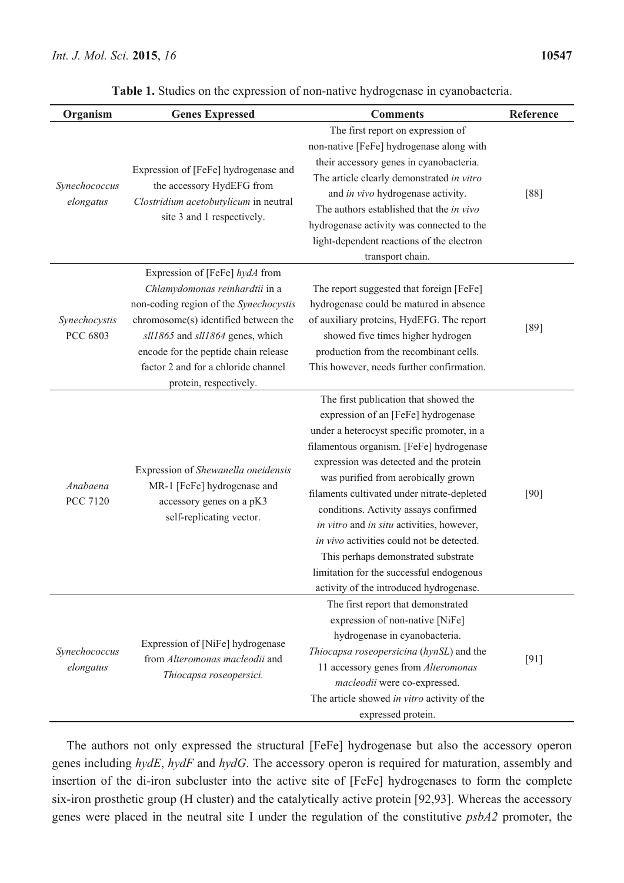**Table 1.** Studies on the expression of non-native hydrogenase in cyanobacteria.

| Organism | Genes Expressed | Comments | Reference |
|---|---|---|---|
| *Synechococcus elongatus* | Expression of [FeFe] hydrogenase and the accessory HydEFG from *Clostridium acetobutylicum* in neutral site 3 and 1 respectively. | The first report on expression of non-native [FeFe] hydrogenase along with their accessory genes in cyanobacteria. The article clearly demonstrated *in vitro* and *in vivo* hydrogenase activity. The authors established that the *in vivo* hydrogenase activity was connected to the light-dependent reactions of the electron transport chain. | [88] |
| *Synechocystis* PCC 6803 | Expression of [FeFe] *hydA* from *Chlamydomonas reinhardtii* in a non-coding region of the *Synechocystis* chromosome(s) identified between the *sll1865* and *sll1864* genes, which encode for the peptide chain release factor 2 and for a chloride channel protein, respectively. | The report suggested that foreign [FeFe] hydrogenase could be matured in absence of auxiliary proteins, HydEFG. The report showed five times higher hydrogen production from the recombinant cells. This however, needs further confirmation. | [89] |
| *Anabaena* PCC 7120 | Expression of *Shewanella oneidensis* MR-1 [FeFe] hydrogenase and accessory genes on a pK3 self-replicating vector. | The first publication that showed the expression of an [FeFe] hydrogenase under a heterocyst specific promoter, in a filamentous organism. [FeFe] hydrogenase expression was detected and the protein was purified from aerobically grown filaments cultivated under nitrate-depleted conditions. Activity assays confirmed *in vitro* and *in situ* activities, however, *in vivo* activities could not be detected. This perhaps demonstrated substrate limitation for the successful endogenous activity of the introduced hydrogenase. | [90] |
| *Synechococcus elongatus* | Expression of [NiFe] hydrogenase from *Alteromonas macleodii* and *Thiocapsa roseopersici.* | The first report that demonstrated expression of non-native [NiFe] hydrogenase in cyanobacteria. *Thiocapsa roseopersicina* (*hynSL*) and the 11 accessory genes from *Alteromonas macleodii* were co-expressed. The article showed *in vitro* activity of the expressed protein. | [91] |

The authors not only expressed the structural [FeFe] hydrogenase but also the accessory operon genes including *hydE*, *hydF* and *hydG*. The accessory operon is required for maturation, assembly and insertion of the di-iron subcluster into the active site of [FeFe] hydrogenases to form the complete six-iron prosthetic group (H cluster) and the catalytically active protein [92,93]. Whereas the accessory genes were placed in the neutral site I under the regulation of the constitutive *psbA2* promoter, the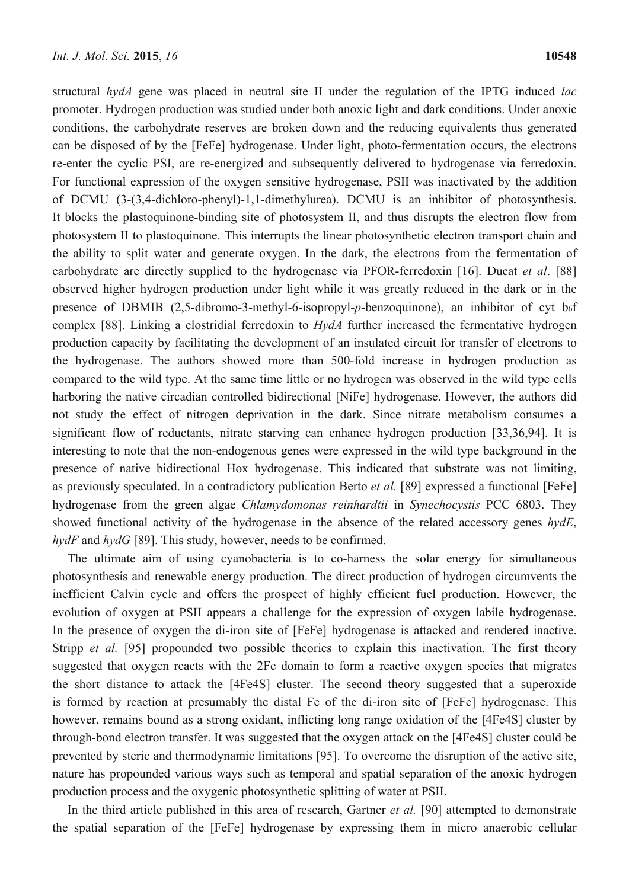structural *hydA* gene was placed in neutral site II under the regulation of the IPTG induced *lac* promoter. Hydrogen production was studied under both anoxic light and dark conditions. Under anoxic conditions, the carbohydrate reserves are broken down and the reducing equivalents thus generated can be disposed of by the [FeFe] hydrogenase. Under light, photo-fermentation occurs, the electrons re-enter the cyclic PSI, are re-energized and subsequently delivered to hydrogenase via ferredoxin. For functional expression of the oxygen sensitive hydrogenase, PSII was inactivated by the addition of DCMU (3-(3,4-dichloro-phenyl)-1,1-dimethylurea). DCMU is an inhibitor of photosynthesis. It blocks the plastoquinone-binding site of photosystem II, and thus disrupts the electron flow from photosystem II to plastoquinone. This interrupts the linear photosynthetic electron transport chain and the ability to split water and generate oxygen. In the dark, the electrons from the fermentation of carbohydrate are directly supplied to the hydrogenase via PFOR-ferredoxin [16]. Ducat *et al*. [88] observed higher hydrogen production under light while it was greatly reduced in the dark or in the presence of DBMIB (2,5-dibromo-3-methyl-6-isopropyl-*p*-benzoquinone), an inhibitor of cyt $b_6f$ complex [88]. Linking a clostridial ferredoxin to *HydA* further increased the fermentative hydrogen production capacity by facilitating the development of an insulated circuit for transfer of electrons to the hydrogenase. The authors showed more than 500-fold increase in hydrogen production as compared to the wild type. At the same time little or no hydrogen was observed in the wild type cells harboring the native circadian controlled bidirectional [NiFe] hydrogenase. However, the authors did not study the effect of nitrogen deprivation in the dark. Since nitrate metabolism consumes a significant flow of reductants, nitrate starving can enhance hydrogen production [33,36,94]. It is interesting to note that the non-endogenous genes were expressed in the wild type background in the presence of native bidirectional Hox hydrogenase. This indicated that substrate was not limiting, as previously speculated. In a contradictory publication Berto *et al.* [89] expressed a functional [FeFe] hydrogenase from the green algae *Chlamydomonas reinhardtii* in *Synechocystis* PCC 6803. They showed functional activity of the hydrogenase in the absence of the related accessory genes *hydE*, *hydF* and *hydG* [89]. This study, however, needs to be confirmed.

The ultimate aim of using cyanobacteria is to co-harness the solar energy for simultaneous photosynthesis and renewable energy production. The direct production of hydrogen circumvents the inefficient Calvin cycle and offers the prospect of highly efficient fuel production. However, the evolution of oxygen at PSII appears a challenge for the expression of oxygen labile hydrogenase. In the presence of oxygen the di-iron site of [FeFe] hydrogenase is attacked and rendered inactive. Stripp *et al.* [95] propounded two possible theories to explain this inactivation. The first theory suggested that oxygen reacts with the 2Fe domain to form a reactive oxygen species that migrates the short distance to attack the [4Fe4S] cluster. The second theory suggested that a superoxide is formed by reaction at presumably the distal Fe of the di-iron site of [FeFe] hydrogenase. This however, remains bound as a strong oxidant, inflicting long range oxidation of the [4Fe4S] cluster by through-bond electron transfer. It was suggested that the oxygen attack on the [4Fe4S] cluster could be prevented by steric and thermodynamic limitations [95]. To overcome the disruption of the active site, nature has propounded various ways such as temporal and spatial separation of the anoxic hydrogen production process and the oxygenic photosynthetic splitting of water at PSII.

In the third article published in this area of research, Gartner *et al.* [90] attempted to demonstrate the spatial separation of the [FeFe] hydrogenase by expressing them in micro anaerobic cellular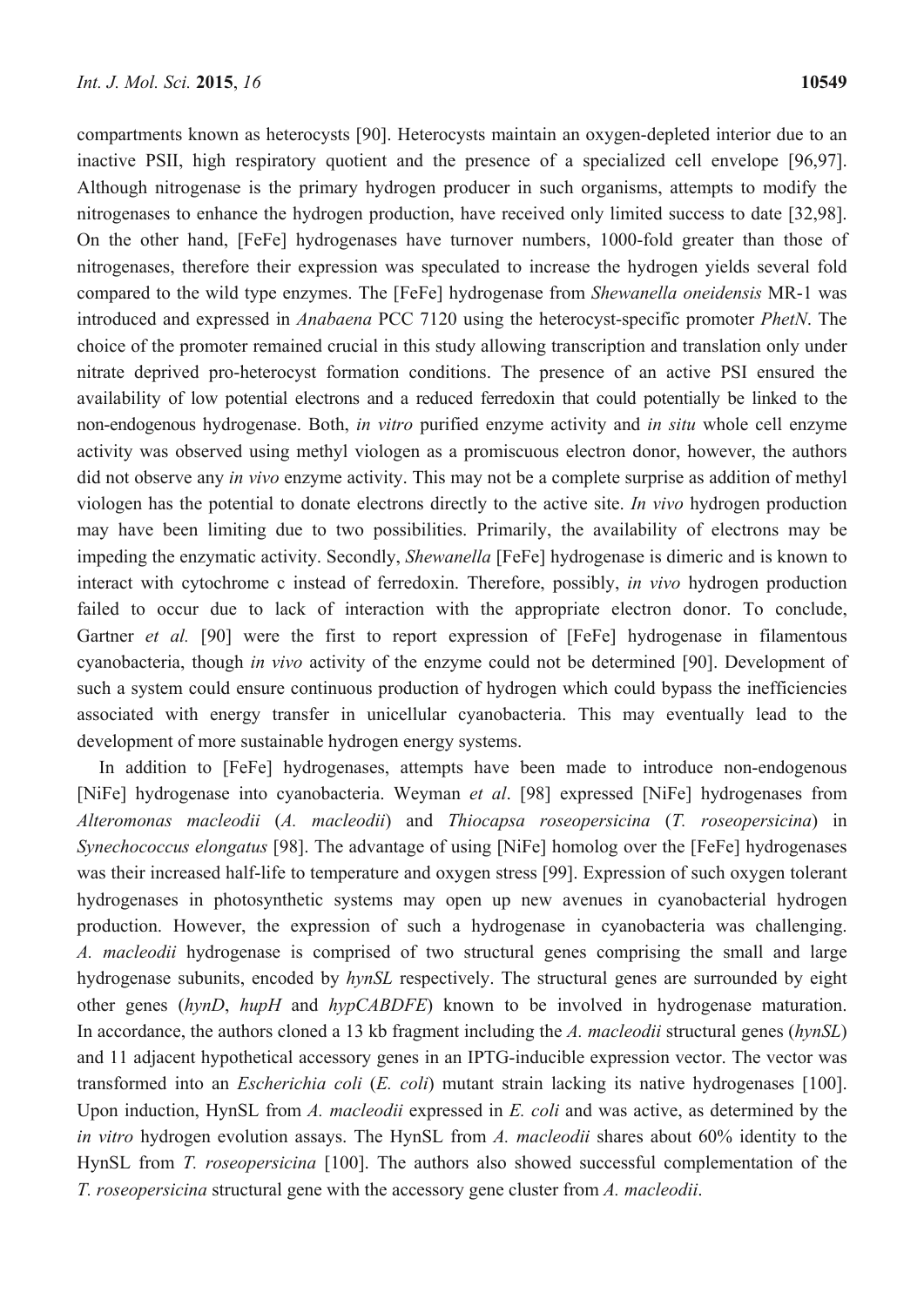compartments known as heterocysts [90]. Heterocysts maintain an oxygen-depleted interior due to an inactive PSII, high respiratory quotient and the presence of a specialized cell envelope [96,97]. Although nitrogenase is the primary hydrogen producer in such organisms, attempts to modify the nitrogenases to enhance the hydrogen production, have received only limited success to date [32,98]. On the other hand, [FeFe] hydrogenases have turnover numbers, 1000-fold greater than those of nitrogenases, therefore their expression was speculated to increase the hydrogen yields several fold compared to the wild type enzymes. The [FeFe] hydrogenase from *Shewanella oneidensis* MR-1 was introduced and expressed in *Anabaena* PCC 7120 using the heterocyst-specific promoter *PhetN*. The choice of the promoter remained crucial in this study allowing transcription and translation only under nitrate deprived pro-heterocyst formation conditions. The presence of an active PSI ensured the availability of low potential electrons and a reduced ferredoxin that could potentially be linked to the non-endogenous hydrogenase. Both, *in vitro* purified enzyme activity and *in situ* whole cell enzyme activity was observed using methyl viologen as a promiscuous electron donor, however, the authors did not observe any *in vivo* enzyme activity. This may not be a complete surprise as addition of methyl viologen has the potential to donate electrons directly to the active site. *In vivo* hydrogen production may have been limiting due to two possibilities. Primarily, the availability of electrons may be impeding the enzymatic activity. Secondly, *Shewanella* [FeFe] hydrogenase is dimeric and is known to interact with cytochrome c instead of ferredoxin. Therefore, possibly, *in vivo* hydrogen production failed to occur due to lack of interaction with the appropriate electron donor. To conclude, Gartner *et al.* [90] were the first to report expression of [FeFe] hydrogenase in filamentous cyanobacteria, though *in vivo* activity of the enzyme could not be determined [90]. Development of such a system could ensure continuous production of hydrogen which could bypass the inefficiencies associated with energy transfer in unicellular cyanobacteria. This may eventually lead to the development of more sustainable hydrogen energy systems.

In addition to [FeFe] hydrogenases, attempts have been made to introduce non-endogenous [NiFe] hydrogenase into cyanobacteria. Weyman *et al*. [98] expressed [NiFe] hydrogenases from *Alteromonas macleodii* (*A. macleodii*) and *Thiocapsa roseopersicina* (*T. roseopersicina*) in *Synechococcus elongatus* [98]. The advantage of using [NiFe] homolog over the [FeFe] hydrogenases was their increased half-life to temperature and oxygen stress [99]. Expression of such oxygen tolerant hydrogenases in photosynthetic systems may open up new avenues in cyanobacterial hydrogen production. However, the expression of such a hydrogenase in cyanobacteria was challenging. *A. macleodii* hydrogenase is comprised of two structural genes comprising the small and large hydrogenase subunits, encoded by *hynSL* respectively. The structural genes are surrounded by eight other genes (*hynD*, *hupH* and *hypCABDFE*) known to be involved in hydrogenase maturation. In accordance, the authors cloned a 13 kb fragment including the *A. macleodii* structural genes (*hynSL*) and 11 adjacent hypothetical accessory genes in an IPTG-inducible expression vector. The vector was transformed into an *Escherichia coli* (*E. coli*) mutant strain lacking its native hydrogenases [100]. Upon induction, HynSL from *A. macleodii* expressed in *E. coli* and was active, as determined by the *in vitro* hydrogen evolution assays. The HynSL from *A. macleodii* shares about 60% identity to the HynSL from *T. roseopersicina* [100]. The authors also showed successful complementation of the *T. roseopersicina* structural gene with the accessory gene cluster from *A. macleodii*.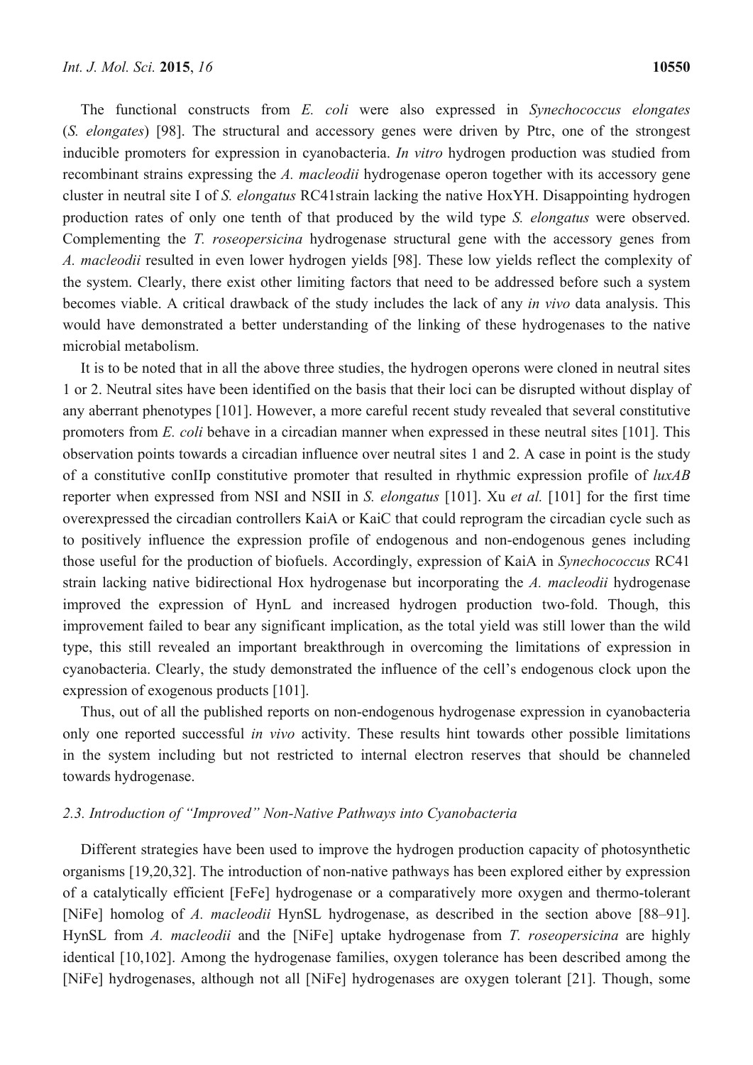The functional constructs from *E. coli* were also expressed in *Synechococcus elongates* (*S. elongates*) [98]. The structural and accessory genes were driven by Ptrc, one of the strongest inducible promoters for expression in cyanobacteria. *In vitro* hydrogen production was studied from recombinant strains expressing the *A. macleodii* hydrogenase operon together with its accessory gene cluster in neutral site I of *S. elongatus* RC41strain lacking the native HoxYH. Disappointing hydrogen production rates of only one tenth of that produced by the wild type *S. elongatus* were observed. Complementing the *T. roseopersicina* hydrogenase structural gene with the accessory genes from *A. macleodii* resulted in even lower hydrogen yields [98]. These low yields reflect the complexity of the system. Clearly, there exist other limiting factors that need to be addressed before such a system becomes viable. A critical drawback of the study includes the lack of any *in vivo* data analysis. This would have demonstrated a better understanding of the linking of these hydrogenases to the native microbial metabolism.

It is to be noted that in all the above three studies, the hydrogen operons were cloned in neutral sites 1 or 2. Neutral sites have been identified on the basis that their loci can be disrupted without display of any aberrant phenotypes [101]. However, a more careful recent study revealed that several constitutive promoters from *E. coli* behave in a circadian manner when expressed in these neutral sites [101]. This observation points towards a circadian influence over neutral sites 1 and 2. A case in point is the study of a constitutive conIIp constitutive promoter that resulted in rhythmic expression profile of *luxAB* reporter when expressed from NSI and NSII in *S. elongatus* [101]. Xu *et al.* [101] for the first time overexpressed the circadian controllers KaiA or KaiC that could reprogram the circadian cycle such as to positively influence the expression profile of endogenous and non-endogenous genes including those useful for the production of biofuels. Accordingly, expression of KaiA in *Synechococcus* RC41 strain lacking native bidirectional Hox hydrogenase but incorporating the *A. macleodii* hydrogenase improved the expression of HynL and increased hydrogen production two-fold. Though, this improvement failed to bear any significant implication, as the total yield was still lower than the wild type, this still revealed an important breakthrough in overcoming the limitations of expression in cyanobacteria. Clearly, the study demonstrated the influence of the cell's endogenous clock upon the expression of exogenous products [101].

Thus, out of all the published reports on non-endogenous hydrogenase expression in cyanobacteria only one reported successful *in vivo* activity. These results hint towards other possible limitations in the system including but not restricted to internal electron reserves that should be channeled towards hydrogenase.

### 2.3. Introduction of "Improved" Non-Native Pathways into Cyanobacteria

Different strategies have been used to improve the hydrogen production capacity of photosynthetic organisms [19,20,32]. The introduction of non-native pathways has been explored either by expression of a catalytically efficient [FeFe] hydrogenase or a comparatively more oxygen and thermo-tolerant [NiFe] homolog of *A. macleodii* HynSL hydrogenase, as described in the section above [88–91]. HynSL from *A. macleodii* and the [NiFe] uptake hydrogenase from *T. roseopersicina* are highly identical [10,102]. Among the hydrogenase families, oxygen tolerance has been described among the [NiFe] hydrogenases, although not all [NiFe] hydrogenases are oxygen tolerant [21]. Though, some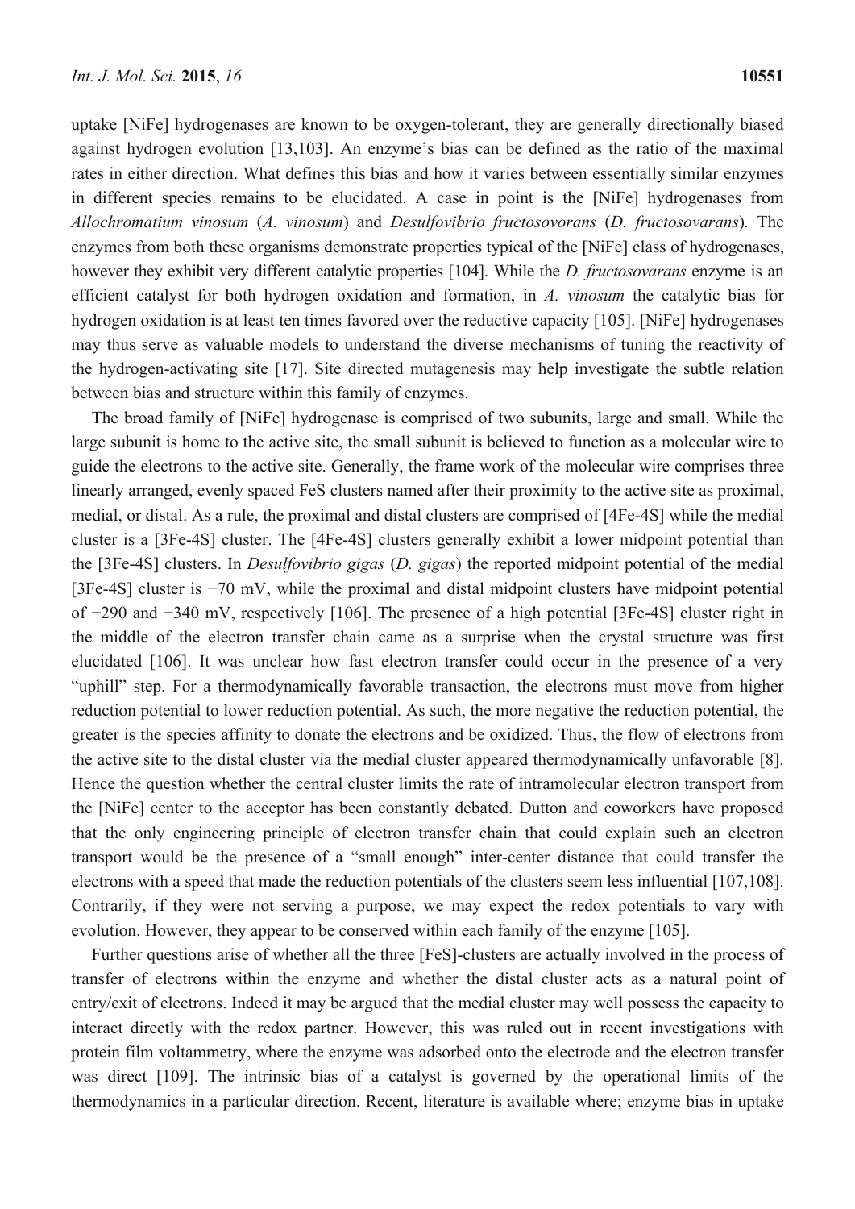uptake [NiFe] hydrogenases are known to be oxygen-tolerant, they are generally directionally biased against hydrogen evolution [13,103]. An enzyme's bias can be defined as the ratio of the maximal rates in either direction. What defines this bias and how it varies between essentially similar enzymes in different species remains to be elucidated. A case in point is the [NiFe] hydrogenases from *Allochromatium vinosum* (*A. vinosum*) and *Desulfovibrio fructosovorans* (*D. fructosovarans*). The enzymes from both these organisms demonstrate properties typical of the [NiFe] class of hydrogenases, however they exhibit very different catalytic properties [104]. While the *D. fructosovarans* enzyme is an efficient catalyst for both hydrogen oxidation and formation, in *A. vinosum* the catalytic bias for hydrogen oxidation is at least ten times favored over the reductive capacity [105]. [NiFe] hydrogenases may thus serve as valuable models to understand the diverse mechanisms of tuning the reactivity of the hydrogen-activating site [17]. Site directed mutagenesis may help investigate the subtle relation between bias and structure within this family of enzymes.

The broad family of [NiFe] hydrogenase is comprised of two subunits, large and small. While the large subunit is home to the active site, the small subunit is believed to function as a molecular wire to guide the electrons to the active site. Generally, the frame work of the molecular wire comprises three linearly arranged, evenly spaced FeS clusters named after their proximity to the active site as proximal, medial, or distal. As a rule, the proximal and distal clusters are comprised of [4Fe-4S] while the medial cluster is a [3Fe-4S] cluster. The [4Fe-4S] clusters generally exhibit a lower midpoint potential than the [3Fe-4S] clusters. In *Desulfovibrio gigas* (*D. gigas*) the reported midpoint potential of the medial [3Fe-4S] cluster is −70 mV, while the proximal and distal midpoint clusters have midpoint potential of −290 and −340 mV, respectively [106]. The presence of a high potential [3Fe-4S] cluster right in the middle of the electron transfer chain came as a surprise when the crystal structure was first elucidated [106]. It was unclear how fast electron transfer could occur in the presence of a very "uphill" step. For a thermodynamically favorable transaction, the electrons must move from higher reduction potential to lower reduction potential. As such, the more negative the reduction potential, the greater is the species affinity to donate the electrons and be oxidized. Thus, the flow of electrons from the active site to the distal cluster via the medial cluster appeared thermodynamically unfavorable [8]. Hence the question whether the central cluster limits the rate of intramolecular electron transport from the [NiFe] center to the acceptor has been constantly debated. Dutton and coworkers have proposed that the only engineering principle of electron transfer chain that could explain such an electron transport would be the presence of a "small enough" inter-center distance that could transfer the electrons with a speed that made the reduction potentials of the clusters seem less influential [107,108]. Contrarily, if they were not serving a purpose, we may expect the redox potentials to vary with evolution. However, they appear to be conserved within each family of the enzyme [105].

Further questions arise of whether all the three [FeS]-clusters are actually involved in the process of transfer of electrons within the enzyme and whether the distal cluster acts as a natural point of entry/exit of electrons. Indeed it may be argued that the medial cluster may well possess the capacity to interact directly with the redox partner. However, this was ruled out in recent investigations with protein film voltammetry, where the enzyme was adsorbed onto the electrode and the electron transfer was direct [109]. The intrinsic bias of a catalyst is governed by the operational limits of the thermodynamics in a particular direction. Recent, literature is available where; enzyme bias in uptake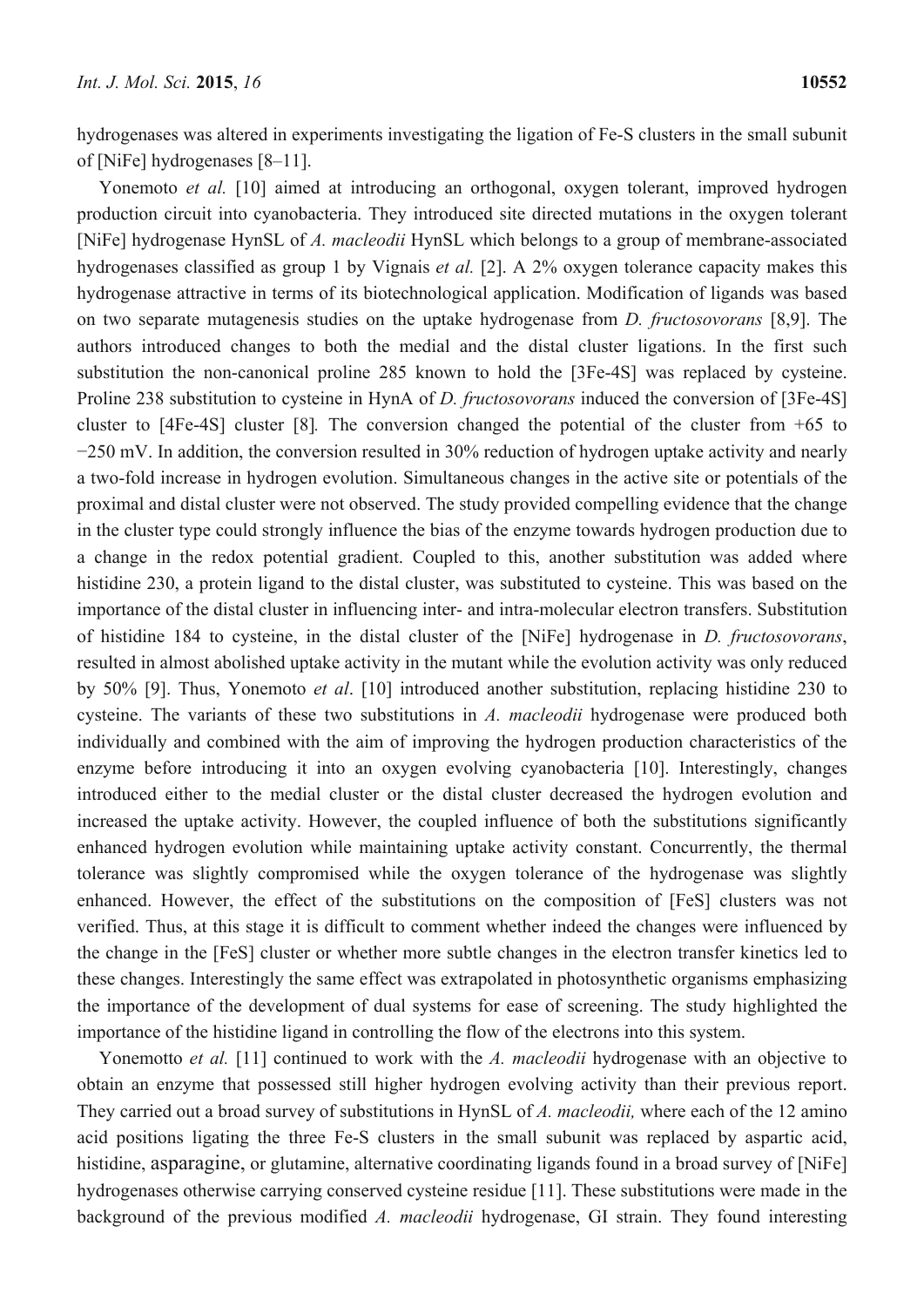hydrogenases was altered in experiments investigating the ligation of Fe-S clusters in the small subunit of [NiFe] hydrogenases [8–11].

Yonemoto *et al.* [10] aimed at introducing an orthogonal, oxygen tolerant, improved hydrogen production circuit into cyanobacteria. They introduced site directed mutations in the oxygen tolerant [NiFe] hydrogenase HynSL of *A. macleodii* HynSL which belongs to a group of membrane-associated hydrogenases classified as group 1 by Vignais *et al.* [2]. A 2% oxygen tolerance capacity makes this hydrogenase attractive in terms of its biotechnological application. Modification of ligands was based on two separate mutagenesis studies on the uptake hydrogenase from *D. fructosovorans* [8,9]. The authors introduced changes to both the medial and the distal cluster ligations. In the first such substitution the non-canonical proline 285 known to hold the [3Fe-4S] was replaced by cysteine. Proline 238 substitution to cysteine in HynA of *D. fructosovorans* induced the conversion of [3Fe-4S] cluster to [4Fe-4S] cluster [8]. The conversion changed the potential of the cluster from +65 to −250 mV. In addition, the conversion resulted in 30% reduction of hydrogen uptake activity and nearly a two-fold increase in hydrogen evolution. Simultaneous changes in the active site or potentials of the proximal and distal cluster were not observed. The study provided compelling evidence that the change in the cluster type could strongly influence the bias of the enzyme towards hydrogen production due to a change in the redox potential gradient. Coupled to this, another substitution was added where histidine 230, a protein ligand to the distal cluster, was substituted to cysteine. This was based on the importance of the distal cluster in influencing inter- and intra-molecular electron transfers. Substitution of histidine 184 to cysteine, in the distal cluster of the [NiFe] hydrogenase in *D. fructosovorans*, resulted in almost abolished uptake activity in the mutant while the evolution activity was only reduced by 50% [9]. Thus, Yonemoto *et al*. [10] introduced another substitution, replacing histidine 230 to cysteine. The variants of these two substitutions in *A. macleodii* hydrogenase were produced both individually and combined with the aim of improving the hydrogen production characteristics of the enzyme before introducing it into an oxygen evolving cyanobacteria [10]. Interestingly, changes introduced either to the medial cluster or the distal cluster decreased the hydrogen evolution and increased the uptake activity. However, the coupled influence of both the substitutions significantly enhanced hydrogen evolution while maintaining uptake activity constant. Concurrently, the thermal tolerance was slightly compromised while the oxygen tolerance of the hydrogenase was slightly enhanced. However, the effect of the substitutions on the composition of [FeS] clusters was not verified. Thus, at this stage it is difficult to comment whether indeed the changes were influenced by the change in the [FeS] cluster or whether more subtle changes in the electron transfer kinetics led to these changes. Interestingly the same effect was extrapolated in photosynthetic organisms emphasizing the importance of the development of dual systems for ease of screening. The study highlighted the importance of the histidine ligand in controlling the flow of the electrons into this system.

Yonemotto *et al.* [11] continued to work with the *A. macleodii* hydrogenase with an objective to obtain an enzyme that possessed still higher hydrogen evolving activity than their previous report. They carried out a broad survey of substitutions in HynSL of *A. macleodii,* where each of the 12 amino acid positions ligating the three Fe-S clusters in the small subunit was replaced by aspartic acid, histidine, asparagine, or glutamine, alternative coordinating ligands found in a broad survey of [NiFe] hydrogenases otherwise carrying conserved cysteine residue [11]. These substitutions were made in the background of the previous modified *A. macleodii* hydrogenase, GI strain. They found interesting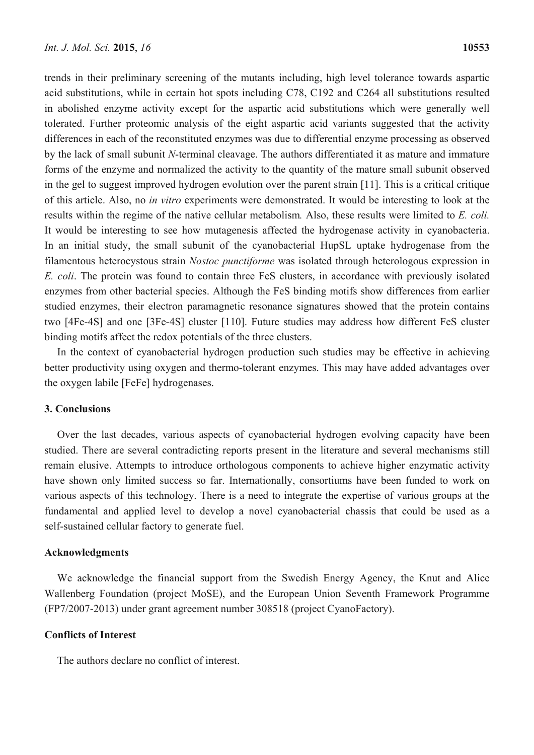trends in their preliminary screening of the mutants including, high level tolerance towards aspartic acid substitutions, while in certain hot spots including C78, C192 and C264 all substitutions resulted in abolished enzyme activity except for the aspartic acid substitutions which were generally well tolerated. Further proteomic analysis of the eight aspartic acid variants suggested that the activity differences in each of the reconstituted enzymes was due to differential enzyme processing as observed by the lack of small subunit *N*-terminal cleavage. The authors differentiated it as mature and immature forms of the enzyme and normalized the activity to the quantity of the mature small subunit observed in the gel to suggest improved hydrogen evolution over the parent strain [11]. This is a critical critique of this article. Also, no *in vitro* experiments were demonstrated. It would be interesting to look at the results within the regime of the native cellular metabolism*.* Also, these results were limited to *E. coli.* It would be interesting to see how mutagenesis affected the hydrogenase activity in cyanobacteria. In an initial study, the small subunit of the cyanobacterial HupSL uptake hydrogenase from the filamentous heterocystous strain *Nostoc punctiforme* was isolated through heterologous expression in *E. coli*. The protein was found to contain three FeS clusters, in accordance with previously isolated enzymes from other bacterial species. Although the FeS binding motifs show differences from earlier studied enzymes, their electron paramagnetic resonance signatures showed that the protein contains two [4Fe-4S] and one [3Fe-4S] cluster [110]. Future studies may address how different FeS cluster binding motifs affect the redox potentials of the three clusters.

In the context of cyanobacterial hydrogen production such studies may be effective in achieving better productivity using oxygen and thermo-tolerant enzymes. This may have added advantages over the oxygen labile [FeFe] hydrogenases.

## 3. Conclusions

Over the last decades, various aspects of cyanobacterial hydrogen evolving capacity have been studied. There are several contradicting reports present in the literature and several mechanisms still remain elusive. Attempts to introduce orthologous components to achieve higher enzymatic activity have shown only limited success so far. Internationally, consortiums have been funded to work on various aspects of this technology. There is a need to integrate the expertise of various groups at the fundamental and applied level to develop a novel cyanobacterial chassis that could be used as a self-sustained cellular factory to generate fuel.

## Acknowledgments

We acknowledge the financial support from the Swedish Energy Agency, the Knut and Alice Wallenberg Foundation (project MoSE), and the European Union Seventh Framework Programme (FP7/2007-2013) under grant agreement number 308518 (project CyanoFactory).

## Conflicts of Interest

The authors declare no conflict of interest.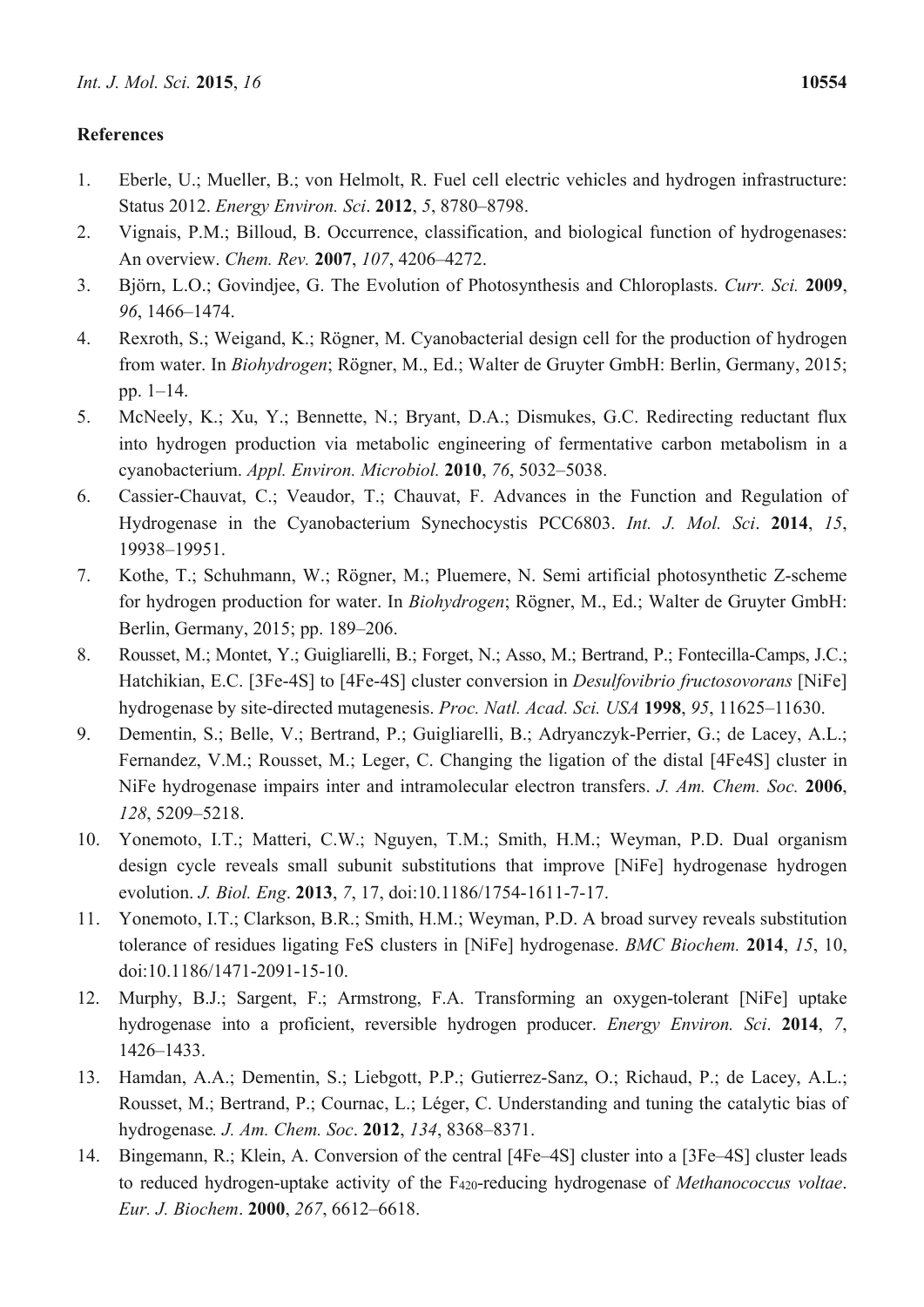## References

1. Eberle, U.; Mueller, B.; von Helmolt, R. Fuel cell electric vehicles and hydrogen infrastructure: Status 2012. *Energy Environ. Sci*. **2012**, *5*, 8780–8798.
2. Vignais, P.M.; Billoud, B. Occurrence, classification, and biological function of hydrogenases: An overview. *Chem. Rev.* **2007**, *107*, 4206–4272.
3. Björn, L.O.; Govindjee, G. The Evolution of Photosynthesis and Chloroplasts. *Curr. Sci.* **2009**, *96*, 1466–1474.
4. Rexroth, S.; Weigand, K.; Rögner, M. Cyanobacterial design cell for the production of hydrogen from water. In *Biohydrogen*; Rögner, M., Ed.; Walter de Gruyter GmbH: Berlin, Germany, 2015; pp. 1–14.
5. McNeely, K.; Xu, Y.; Bennette, N.; Bryant, D.A.; Dismukes, G.C. Redirecting reductant flux into hydrogen production via metabolic engineering of fermentative carbon metabolism in a cyanobacterium. *Appl. Environ. Microbiol.* **2010**, *76*, 5032–5038.
6. Cassier-Chauvat, C.; Veaudor, T.; Chauvat, F. Advances in the Function and Regulation of Hydrogenase in the Cyanobacterium Synechocystis PCC6803. *Int. J. Mol. Sci*. **2014**, *15*, 19938–19951.
7. Kothe, T.; Schuhmann, W.; Rögner, M.; Pluemere, N. Semi artificial photosynthetic Z-scheme for hydrogen production for water. In *Biohydrogen*; Rögner, M., Ed.; Walter de Gruyter GmbH: Berlin, Germany, 2015; pp. 189–206.
8. Rousset, M.; Montet, Y.; Guigliarelli, B.; Forget, N.; Asso, M.; Bertrand, P.; Fontecilla-Camps, J.C.; Hatchikian, E.C. [3Fe-4S] to [4Fe-4S] cluster conversion in *Desulfovibrio fructosovorans* [NiFe] hydrogenase by site-directed mutagenesis. *Proc. Natl. Acad. Sci. USA* **1998**, *95*, 11625–11630.
9. Dementin, S.; Belle, V.; Bertrand, P.; Guigliarelli, B.; Adryanczyk-Perrier, G.; de Lacey, A.L.; Fernandez, V.M.; Rousset, M.; Leger, C. Changing the ligation of the distal [4Fe4S] cluster in NiFe hydrogenase impairs inter and intramolecular electron transfers. *J. Am. Chem. Soc.* **2006**, *128*, 5209–5218.
10. Yonemoto, I.T.; Matteri, C.W.; Nguyen, T.M.; Smith, H.M.; Weyman, P.D. Dual organism design cycle reveals small subunit substitutions that improve [NiFe] hydrogenase hydrogen evolution. *J. Biol. Eng*. **2013**, *7*, 17, doi:10.1186/1754-1611-7-17.
11. Yonemoto, I.T.; Clarkson, B.R.; Smith, H.M.; Weyman, P.D. A broad survey reveals substitution tolerance of residues ligating FeS clusters in [NiFe] hydrogenase. *BMC Biochem.* **2014**, *15*, 10, doi:10.1186/1471-2091-15-10.
12. Murphy, B.J.; Sargent, F.; Armstrong, F.A. Transforming an oxygen-tolerant [NiFe] uptake hydrogenase into a proficient, reversible hydrogen producer. *Energy Environ. Sci*. **2014**, *7*, 1426–1433.
13. Hamdan, A.A.; Dementin, S.; Liebgott, P.P.; Gutierrez-Sanz, O.; Richaud, P.; de Lacey, A.L.; Rousset, M.; Bertrand, P.; Cournac, L.; Léger, C. Understanding and tuning the catalytic bias of hydrogenase*. J. Am. Chem. Soc*. **2012**, *134*, 8368–8371.
14. Bingemann, R.; Klein, A. Conversion of the central [4Fe–4S] cluster into a [3Fe–4S] cluster leads to reduced hydrogen-uptake activity of the $F_{420}$-reducing hydrogenase of *Methanococcus voltae*. *Eur. J. Biochem*. **2000**, *267*, 6612–6618.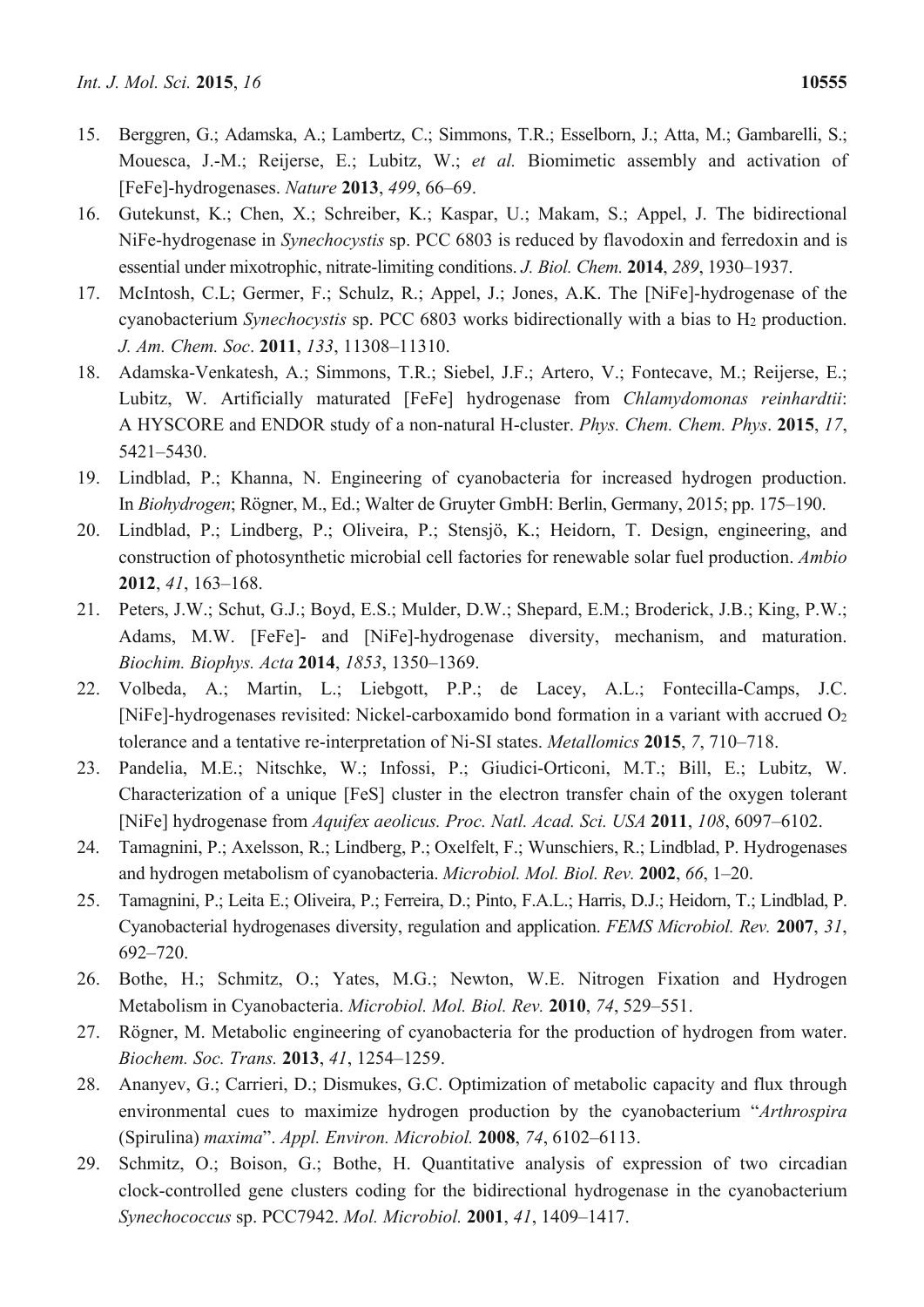15. Berggren, G.; Adamska, A.; Lambertz, C.; Simmons, T.R.; Esselborn, J.; Atta, M.; Gambarelli, S.; Mouesca, J.-M.; Reijerse, E.; Lubitz, W.; *et al.* Biomimetic assembly and activation of [FeFe]-hydrogenases. *Nature* **2013**, *499*, 66–69.
16. Gutekunst, K.; Chen, X.; Schreiber, K.; Kaspar, U.; Makam, S.; Appel, J. The bidirectional NiFe-hydrogenase in *Synechocystis* sp. PCC 6803 is reduced by flavodoxin and ferredoxin and is essential under mixotrophic, nitrate-limiting conditions. *J. Biol. Chem.* **2014**, *289*, 1930–1937.
17. McIntosh, C.L; Germer, F.; Schulz, R.; Appel, J.; Jones, A.K. The [NiFe]-hydrogenase of the cyanobacterium *Synechocystis* sp. PCC 6803 works bidirectionally with a bias to $H_2$ production. *J. Am. Chem. Soc*. **2011**, *133*, 11308–11310.
18. Adamska-Venkatesh, A.; Simmons, T.R.; Siebel, J.F.; Artero, V.; Fontecave, M.; Reijerse, E.; Lubitz, W. Artificially maturated [FeFe] hydrogenase from *Chlamydomonas reinhardtii*: A HYSCORE and ENDOR study of a non-natural H-cluster. *Phys. Chem. Chem. Phys*. **2015**, *17*, 5421–5430.
19. Lindblad, P.; Khanna, N. Engineering of cyanobacteria for increased hydrogen production. In *Biohydrogen*; Rögner, M., Ed.; Walter de Gruyter GmbH: Berlin, Germany, 2015; pp. 175–190.
20. Lindblad, P.; Lindberg, P.; Oliveira, P.; Stensjö, K.; Heidorn, T. Design, engineering, and construction of photosynthetic microbial cell factories for renewable solar fuel production. *Ambio* **2012**, *41*, 163–168.
21. Peters, J.W.; Schut, G.J.; Boyd, E.S.; Mulder, D.W.; Shepard, E.M.; Broderick, J.B.; King, P.W.; Adams, M.W. [FeFe]- and [NiFe]-hydrogenase diversity, mechanism, and maturation. *Biochim. Biophys. Acta* **2014**, *1853*, 1350–1369.
22. Volbeda, A.; Martin, L.; Liebgott, P.P.; de Lacey, A.L.; Fontecilla-Camps, J.C. [NiFe]-hydrogenases revisited: Nickel-carboxamido bond formation in a variant with accrued $O_2$ tolerance and a tentative re-interpretation of Ni-SI states. *Metallomics* **2015**, *7*, 710–718.
23. Pandelia, M.E.; Nitschke, W.; Infossi, P.; Giudici-Orticoni, M.T.; Bill, E.; Lubitz, W. Characterization of a unique [FeS] cluster in the electron transfer chain of the oxygen tolerant [NiFe] hydrogenase from *Aquifex aeolicus. Proc. Natl. Acad. Sci. USA* **2011**, *108*, 6097–6102.
24. Tamagnini, P.; Axelsson, R.; Lindberg, P.; Oxelfelt, F.; Wunschiers, R.; Lindblad, P. Hydrogenases and hydrogen metabolism of cyanobacteria. *Microbiol. Mol. Biol. Rev.* **2002**, *66*, 1–20.
25. Tamagnini, P.; Leita E.; Oliveira, P.; Ferreira, D.; Pinto, F.A.L.; Harris, D.J.; Heidorn, T.; Lindblad, P. Cyanobacterial hydrogenases diversity, regulation and application. *FEMS Microbiol. Rev.* **2007**, *31*, 692–720.
26. Bothe, H.; Schmitz, O.; Yates, M.G.; Newton, W.E. Nitrogen Fixation and Hydrogen Metabolism in Cyanobacteria. *Microbiol. Mol. Biol. Rev.* **2010**, *74*, 529–551.
27. Rögner, M. Metabolic engineering of cyanobacteria for the production of hydrogen from water. *Biochem. Soc. Trans.* **2013**, *41*, 1254–1259.
28. Ananyev, G.; Carrieri, D.; Dismukes, G.C. Optimization of metabolic capacity and flux through environmental cues to maximize hydrogen production by the cyanobacterium "*Arthrospira* (Spirulina) *maxima*". *Appl. Environ. Microbiol.* **2008**, *74*, 6102–6113.
29. Schmitz, O.; Boison, G.; Bothe, H. Quantitative analysis of expression of two circadian clock-controlled gene clusters coding for the bidirectional hydrogenase in the cyanobacterium *Synechococcus* sp. PCC7942. *Mol. Microbiol.* **2001**, *41*, 1409–1417.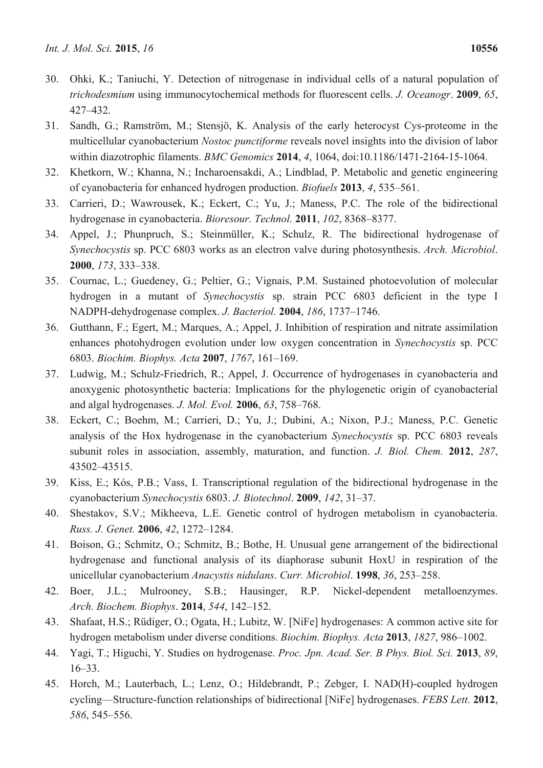30. Ohki, K.; Taniuchi, Y. Detection of nitrogenase in individual cells of a natural population of *trichodesmium* using immunocytochemical methods for fluorescent cells. *J. Oceanogr*. **2009**, *65*, 427–432.
31. Sandh, G.; Ramström, M.; Stensjö, K. Analysis of the early heterocyst Cys-proteome in the multicellular cyanobacterium *Nostoc punctiforme* reveals novel insights into the division of labor within diazotrophic filaments. *BMC Genomics* **2014**, *4*, 1064, doi:10.1186/1471-2164-15-1064.
32. Khetkorn, W.; Khanna, N.; Incharoensakdi, A.; Lindblad, P. Metabolic and genetic engineering of cyanobacteria for enhanced hydrogen production. *Biofuels* **2013**, *4*, 535–561.
33. Carrieri, D.; Wawrousek, K.; Eckert, C.; Yu, J.; Maness, P.C. The role of the bidirectional hydrogenase in cyanobacteria. *Bioresour. Technol.* **2011**, *102*, 8368–8377.
34. Appel, J.; Phunpruch, S.; Steinmüller, K.; Schulz, R. The bidirectional hydrogenase of *Synechocystis* sp. PCC 6803 works as an electron valve during photosynthesis. *Arch. Microbiol*. **2000**, *173*, 333–338.
35. Cournac, L.; Guedeney, G.; Peltier, G.; Vignais, P.M. Sustained photoevolution of molecular hydrogen in a mutant of *Synechocystis* sp. strain PCC 6803 deficient in the type I NADPH-dehydrogenase complex. *J. Bacteriol.* **2004**, *186*, 1737–1746.
36. Gutthann, F.; Egert, M.; Marques, A.; Appel, J. Inhibition of respiration and nitrate assimilation enhances photohydrogen evolution under low oxygen concentration in *Synechocystis* sp. PCC 6803. *Biochim. Biophys. Acta* **2007**, *1767*, 161–169.
37. Ludwig, M.; Schulz-Friedrich, R.; Appel, J. Occurrence of hydrogenases in cyanobacteria and anoxygenic photosynthetic bacteria: Implications for the phylogenetic origin of cyanobacterial and algal hydrogenases. *J. Mol. Evol.* **2006**, *63*, 758–768.
38. Eckert, C.; Boehm, M.; Carrieri, D.; Yu, J.; Dubini, A.; Nixon, P.J.; Maness, P.C. Genetic analysis of the Hox hydrogenase in the cyanobacterium *Synechocystis* sp. PCC 6803 reveals subunit roles in association, assembly, maturation, and function. *J. Biol. Chem.* **2012**, *287*, 43502–43515.
39. Kiss, E.; Kós, P.B.; Vass, I. Transcriptional regulation of the bidirectional hydrogenase in the cyanobacterium *Synechocystis* 6803. *J. Biotechnol*. **2009**, *142*, 31–37.
40. Shestakov, S.V.; Mikheeva, L.E. Genetic control of hydrogen metabolism in cyanobacteria. *Russ. J. Genet.* **2006**, *42*, 1272–1284.
41. Boison, G.; Schmitz, O.; Schmitz, B.; Bothe, H. Unusual gene arrangement of the bidirectional hydrogenase and functional analysis of its diaphorase subunit HoxU in respiration of the unicellular cyanobacterium *Anacystis nidulans*. *Curr. Microbiol*. **1998**, *36*, 253–258.
42. Boer, J.L.; Mulrooney, S.B.; Hausinger, R.P. Nickel-dependent metalloenzymes. *Arch. Biochem. Biophys*. **2014**, *544*, 142–152.
43. Shafaat, H.S.; Rüdiger, O.; Ogata, H.; Lubitz, W. [NiFe] hydrogenases: A common active site for hydrogen metabolism under diverse conditions. *Biochim. Biophys. Acta* **2013**, *1827*, 986–1002.
44. Yagi, T.; Higuchi, Y. Studies on hydrogenase. *Proc. Jpn. Acad. Ser. B Phys. Biol. Sci.* **2013**, *89*, 16–33.
45. Horch, M.; Lauterbach, L.; Lenz, O.; Hildebrandt, P.; Zebger, I. NAD(H)-coupled hydrogen cycling—Structure-function relationships of bidirectional [NiFe] hydrogenases. *FEBS Lett*. **2012**, *586*, 545–556.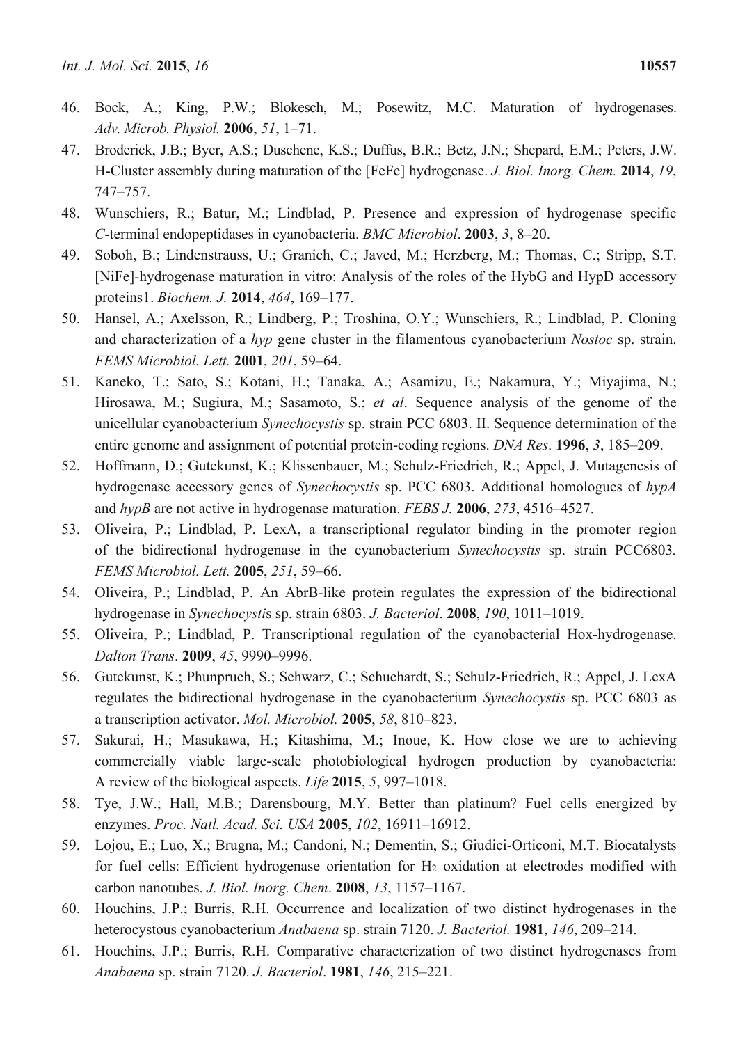46. Bock, A.; King, P.W.; Blokesch, M.; Posewitz, M.C. Maturation of hydrogenases. *Adv. Microb. Physiol.* **2006**, *51*, 1–71.
47. Broderick, J.B.; Byer, A.S.; Duschene, K.S.; Duffus, B.R.; Betz, J.N.; Shepard, E.M.; Peters, J.W. H-Cluster assembly during maturation of the [FeFe] hydrogenase. *J. Biol. Inorg. Chem.* **2014**, *19*, 747–757.
48. Wunschiers, R.; Batur, M.; Lindblad, P. Presence and expression of hydrogenase specific *C*-terminal endopeptidases in cyanobacteria. *BMC Microbiol*. **2003**, *3*, 8–20.
49. Soboh, B.; Lindenstrauss, U.; Granich, C.; Javed, M.; Herzberg, M.; Thomas, C.; Stripp, S.T. [NiFe]-hydrogenase maturation in vitro: Analysis of the roles of the HybG and HypD accessory proteins1. *Biochem. J.* **2014**, *464*, 169–177.
50. Hansel, A.; Axelsson, R.; Lindberg, P.; Troshina, O.Y.; Wunschiers, R.; Lindblad, P. Cloning and characterization of a *hyp* gene cluster in the filamentous cyanobacterium *Nostoc* sp. strain. *FEMS Microbiol. Lett.* **2001**, *201*, 59–64.
51. Kaneko, T.; Sato, S.; Kotani, H.; Tanaka, A.; Asamizu, E.; Nakamura, Y.; Miyajima, N.; Hirosawa, M.; Sugiura, M.; Sasamoto, S.; *et al*. Sequence analysis of the genome of the unicellular cyanobacterium *Synechocystis* sp. strain PCC 6803. II. Sequence determination of the entire genome and assignment of potential protein-coding regions. *DNA Res*. **1996**, *3*, 185–209.
52. Hoffmann, D.; Gutekunst, K.; Klissenbauer, M.; Schulz-Friedrich, R.; Appel, J. Mutagenesis of hydrogenase accessory genes of *Synechocystis* sp. PCC 6803. Additional homologues of *hypA* and *hypB* are not active in hydrogenase maturation. *FEBS J.* **2006**, *273*, 4516–4527.
53. Oliveira, P.; Lindblad, P. LexA, a transcriptional regulator binding in the promoter region of the bidirectional hydrogenase in the cyanobacterium *Synechocystis* sp. strain PCC6803*. FEMS Microbiol. Lett.* **2005**, *251*, 59–66.
54. Oliveira, P.; Lindblad, P. An AbrB-like protein regulates the expression of the bidirectional hydrogenase in *Synechocysti*s sp. strain 6803. *J. Bacteriol*. **2008**, *190*, 1011–1019.
55. Oliveira, P.; Lindblad, P. Transcriptional regulation of the cyanobacterial Hox-hydrogenase. *Dalton Trans*. **2009**, *45*, 9990–9996.
56. Gutekunst, K.; Phunpruch, S.; Schwarz, C.; Schuchardt, S.; Schulz-Friedrich, R.; Appel, J. LexA regulates the bidirectional hydrogenase in the cyanobacterium *Synechocystis* sp. PCC 6803 as a transcription activator. *Mol. Microbiol.* **2005**, *58*, 810–823.
57. Sakurai, H.; Masukawa, H.; Kitashima, M.; Inoue, K. How close we are to achieving commercially viable large-scale photobiological hydrogen production by cyanobacteria: A review of the biological aspects. *Life* **2015**, *5*, 997–1018.
58. Tye, J.W.; Hall, M.B.; Darensbourg, M.Y. Better than platinum? Fuel cells energized by enzymes. *Proc. Natl. Acad. Sci. USA* **2005**, *102*, 16911–16912.
59. Lojou, E.; Luo, X.; Brugna, M.; Candoni, N.; Dementin, S.; Giudici-Orticoni, M.T. Biocatalysts for fuel cells: Efficient hydrogenase orientation for $H_2$ oxidation at electrodes modified with carbon nanotubes. *J. Biol. Inorg. Chem*. **2008**, *13*, 1157–1167.
60. Houchins, J.P.; Burris, R.H. Occurrence and localization of two distinct hydrogenases in the heterocystous cyanobacterium *Anabaena* sp. strain 7120. *J. Bacteriol.* **1981**, *146*, 209–214.
61. Houchins, J.P.; Burris, R.H. Comparative characterization of two distinct hydrogenases from *Anabaena* sp. strain 7120. *J. Bacteriol*. **1981**, *146*, 215–221.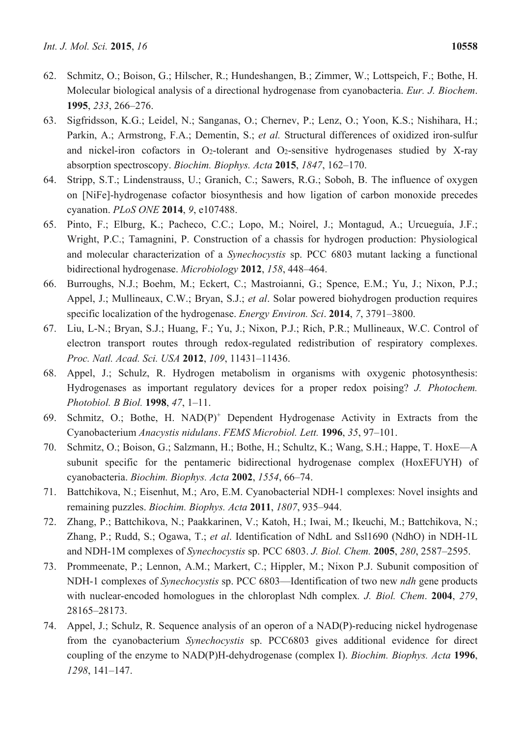62. Schmitz, O.; Boison, G.; Hilscher, R.; Hundeshangen, B.; Zimmer, W.; Lottspeich, F.; Bothe, H. Molecular biological analysis of a directional hydrogenase from cyanobacteria. *Eur. J. Biochem*. **1995**, *233*, 266–276.
63. Sigfridsson, K.G.; Leidel, N.; Sanganas, O.; Chernev, P.; Lenz, O.; Yoon, K.S.; Nishihara, H.; Parkin, A.; Armstrong, F.A.; Dementin, S.; *et al.* Structural differences of oxidized iron-sulfur and nickel-iron cofactors in $O_2$-tolerant and $O_2$-sensitive hydrogenases studied by X-ray absorption spectroscopy. *Biochim. Biophys. Acta* **2015**, *1847*, 162–170.
64. Stripp, S.T.; Lindenstrauss, U.; Granich, C.; Sawers, R.G.; Soboh, B. The influence of oxygen on [NiFe]-hydrogenase cofactor biosynthesis and how ligation of carbon monoxide precedes cyanation. *PLoS ONE* **2014**, *9*, e107488.
65. Pinto, F.; Elburg, K.; Pacheco, C.C.; Lopo, M.; Noirel, J.; Montagud, A.; Urcueguía, J.F.; Wright, P.C.; Tamagnini, P. Construction of a chassis for hydrogen production: Physiological and molecular characterization of a *Synechocystis* sp. PCC 6803 mutant lacking a functional bidirectional hydrogenase. *Microbiology* **2012**, *158*, 448–464.
66. Burroughs, N.J.; Boehm, M.; Eckert, C.; Mastroianni, G.; Spence, E.M.; Yu, J.; Nixon, P.J.; Appel, J.; Mullineaux, C.W.; Bryan, S.J.; *et al*. Solar powered biohydrogen production requires specific localization of the hydrogenase. *Energy Environ. Sci*. **2014**, *7*, 3791–3800.
67. Liu, L-N.; Bryan, S.J.; Huang, F.; Yu, J.; Nixon, P.J.; Rich, P.R.; Mullineaux, W.C. Control of electron transport routes through redox-regulated redistribution of respiratory complexes. *Proc. Natl. Acad. Sci. USA* **2012**, *109*, 11431–11436.
68. Appel, J.; Schulz, R. Hydrogen metabolism in organisms with oxygenic photosynthesis: Hydrogenases as important regulatory devices for a proper redox poising? *J. Photochem. Photobiol. B Biol.* **1998**, *47*, 1–11.
69. Schmitz, O.; Bothe, H. $NAD(P)^+$ Dependent Hydrogenase Activity in Extracts from the Cyanobacterium *Anacystis nidulans*. *FEMS Microbiol. Lett.* **1996**, *35*, 97–101.
70. Schmitz, O.; Boison, G.; Salzmann, H.; Bothe, H.; Schultz, K.; Wang, S.H.; Happe, T. HoxE—A subunit specific for the pentameric bidirectional hydrogenase complex (HoxEFUYH) of cyanobacteria. *Biochim. Biophys. Acta* **2002**, *1554*, 66–74.
71. Battchikova, N.; Eisenhut, M.; Aro, E.M. Cyanobacterial NDH-1 complexes: Novel insights and remaining puzzles. *Biochim. Biophys. Acta* **2011**, *1807*, 935–944.
72. Zhang, P.; Battchikova, N.; Paakkarinen, V.; Katoh, H.; Iwai, M.; Ikeuchi, M.; Battchikova, N.; Zhang, P.; Rudd, S.; Ogawa, T.; *et al*. Identification of NdhL and Ssl1690 (NdhO) in NDH-1L and NDH-1M complexes of *Synechocystis* sp. PCC 6803. *J. Biol. Chem.* **2005**, *280*, 2587–2595.
73. Prommeenate, P.; Lennon, A.M.; Markert, C.; Hippler, M.; Nixon P.J. Subunit composition of NDH-1 complexes of *Synechocystis* sp. PCC 6803—Identification of two new *ndh* gene products with nuclear-encoded homologues in the chloroplast Ndh complex*. J. Biol. Chem*. **2004**, *279*, 28165–28173.
74. Appel, J.; Schulz, R. Sequence analysis of an operon of a NAD(P)-reducing nickel hydrogenase from the cyanobacterium *Synechocystis* sp. PCC6803 gives additional evidence for direct coupling of the enzyme to NAD(P)H-dehydrogenase (complex I). *Biochim. Biophys. Acta* **1996**, *1298*, 141–147.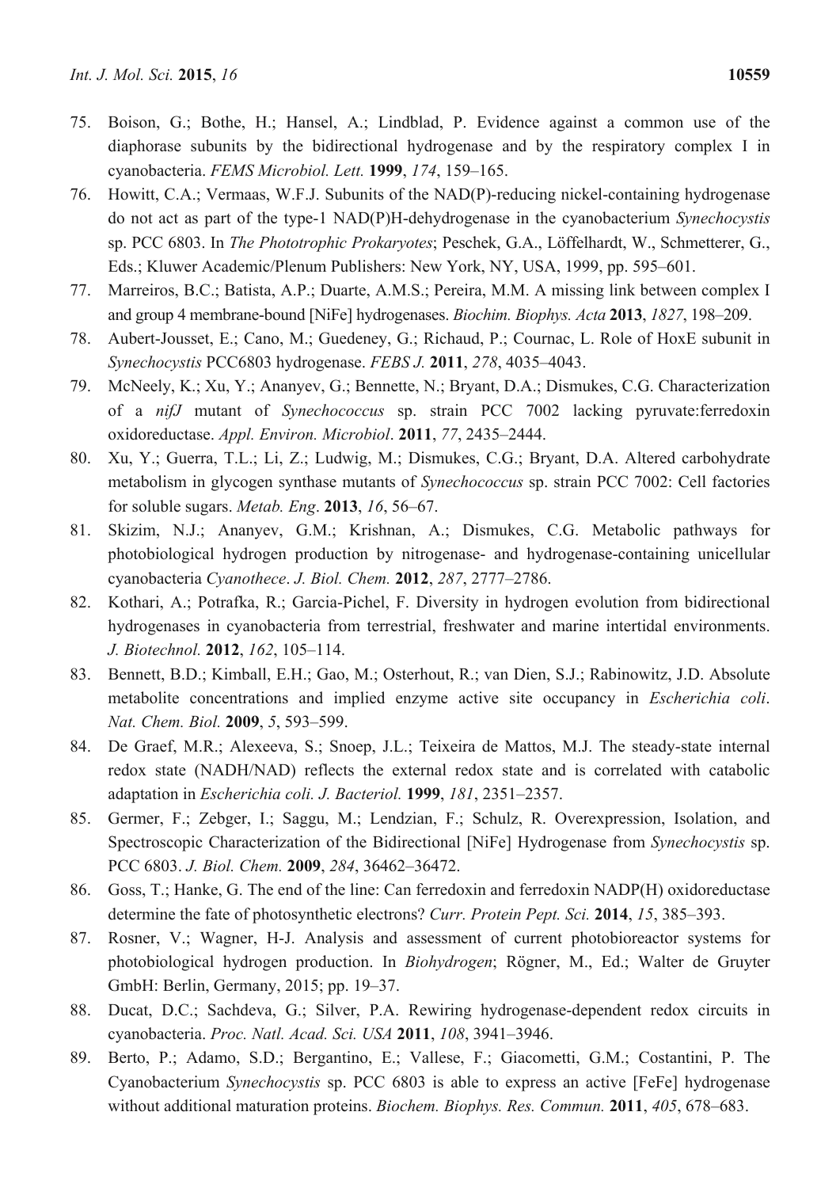75. Boison, G.; Bothe, H.; Hansel, A.; Lindblad, P. Evidence against a common use of the diaphorase subunits by the bidirectional hydrogenase and by the respiratory complex I in cyanobacteria. *FEMS Microbiol. Lett.* **1999**, *174*, 159–165.
76. Howitt, C.A.; Vermaas, W.F.J. Subunits of the NAD(P)-reducing nickel-containing hydrogenase do not act as part of the type-1 NAD(P)H-dehydrogenase in the cyanobacterium *Synechocystis* sp. PCC 6803. In *The Phototrophic Prokaryotes*; Peschek, G.A., Löffelhardt, W., Schmetterer, G., Eds.; Kluwer Academic/Plenum Publishers: New York, NY, USA, 1999, pp. 595–601.
77. Marreiros, B.C.; Batista, A.P.; Duarte, A.M.S.; Pereira, M.M. A missing link between complex I and group 4 membrane-bound [NiFe] hydrogenases. *Biochim. Biophys. Acta* **2013**, *1827*, 198–209.
78. Aubert-Jousset, E.; Cano, M.; Guedeney, G.; Richaud, P.; Cournac, L. Role of HoxE subunit in *Synechocystis* PCC6803 hydrogenase. *FEBS J.* **2011**, *278*, 4035–4043.
79. McNeely, K.; Xu, Y.; Ananyev, G.; Bennette, N.; Bryant, D.A.; Dismukes, C.G. Characterization of a *nifJ* mutant of *Synechococcus* sp. strain PCC 7002 lacking pyruvate:ferredoxin oxidoreductase. *Appl. Environ. Microbiol*. **2011**, *77*, 2435–2444.
80. Xu, Y.; Guerra, T.L.; Li, Z.; Ludwig, M.; Dismukes, C.G.; Bryant, D.A. Altered carbohydrate metabolism in glycogen synthase mutants of *Synechococcus* sp. strain PCC 7002: Cell factories for soluble sugars. *Metab. Eng*. **2013**, *16*, 56–67.
81. Skizim, N.J.; Ananyev, G.M.; Krishnan, A.; Dismukes, C.G. Metabolic pathways for photobiological hydrogen production by nitrogenase- and hydrogenase-containing unicellular cyanobacteria *Cyanothece*. *J. Biol. Chem.* **2012**, *287*, 2777–2786.
82. Kothari, A.; Potrafka, R.; Garcia-Pichel, F. Diversity in hydrogen evolution from bidirectional hydrogenases in cyanobacteria from terrestrial, freshwater and marine intertidal environments. *J. Biotechnol.* **2012**, *162*, 105–114.
83. Bennett, B.D.; Kimball, E.H.; Gao, M.; Osterhout, R.; van Dien, S.J.; Rabinowitz, J.D. Absolute metabolite concentrations and implied enzyme active site occupancy in *Escherichia coli*. *Nat. Chem. Biol.* **2009**, *5*, 593–599.
84. De Graef, M.R.; Alexeeva, S.; Snoep, J.L.; Teixeira de Mattos, M.J. The steady-state internal redox state (NADH/NAD) reflects the external redox state and is correlated with catabolic adaptation in *Escherichia coli. J. Bacteriol.* **1999**, *181*, 2351–2357.
85. Germer, F.; Zebger, I.; Saggu, M.; Lendzian, F.; Schulz, R. Overexpression, Isolation, and Spectroscopic Characterization of the Bidirectional [NiFe] Hydrogenase from *Synechocystis* sp. PCC 6803. *J. Biol. Chem.* **2009**, *284*, 36462–36472.
86. Goss, T.; Hanke, G. The end of the line: Can ferredoxin and ferredoxin NADP(H) oxidoreductase determine the fate of photosynthetic electrons? *Curr. Protein Pept. Sci.* **2014**, *15*, 385–393.
87. Rosner, V.; Wagner, H-J. Analysis and assessment of current photobioreactor systems for photobiological hydrogen production. In *Biohydrogen*; Rögner, M., Ed.; Walter de Gruyter GmbH: Berlin, Germany, 2015; pp. 19–37.
88. Ducat, D.C.; Sachdeva, G.; Silver, P.A. Rewiring hydrogenase-dependent redox circuits in cyanobacteria. *Proc. Natl. Acad. Sci. USA* **2011**, *108*, 3941–3946.
89. Berto, P.; Adamo, S.D.; Bergantino, E.; Vallese, F.; Giacometti, G.M.; Costantini, P. The Cyanobacterium *Synechocystis* sp. PCC 6803 is able to express an active [FeFe] hydrogenase without additional maturation proteins. *Biochem. Biophys. Res. Commun.* **2011**, *405*, 678–683.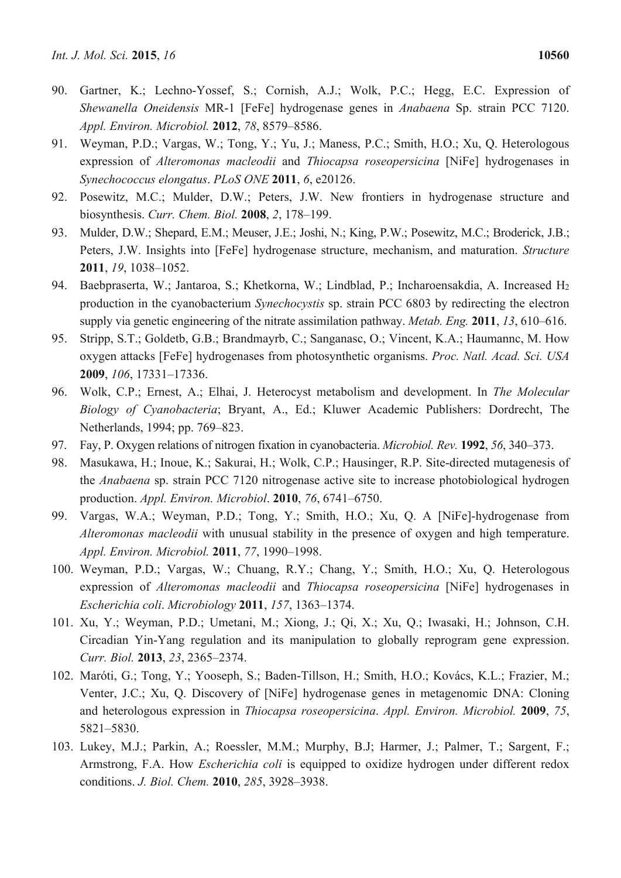90. Gartner, K.; Lechno-Yossef, S.; Cornish, A.J.; Wolk, P.C.; Hegg, E.C. Expression of *Shewanella Oneidensis* MR-1 [FeFe] hydrogenase genes in *Anabaena* Sp. strain PCC 7120. *Appl. Environ. Microbiol.* **2012**, *78*, 8579–8586.
91. Weyman, P.D.; Vargas, W.; Tong, Y.; Yu, J.; Maness, P.C.; Smith, H.O.; Xu, Q. Heterologous expression of *Alteromonas macleodii* and *Thiocapsa roseopersicina* [NiFe] hydrogenases in *Synechococcus elongatus*. *PLoS ONE* **2011**, *6*, e20126.
92. Posewitz, M.C.; Mulder, D.W.; Peters, J.W. New frontiers in hydrogenase structure and biosynthesis. *Curr. Chem. Biol.* **2008**, *2*, 178–199.
93. Mulder, D.W.; Shepard, E.M.; Meuser, J.E.; Joshi, N.; King, P.W.; Posewitz, M.C.; Broderick, J.B.; Peters, J.W. Insights into [FeFe] hydrogenase structure, mechanism, and maturation. *Structure* **2011**, *19*, 1038–1052.
94. Baebpraserta, W.; Jantaroa, S.; Khetkorna, W.; Lindblad, P.; Incharoensakdia, A. Increased $H_2$ production in the cyanobacterium *Synechocystis* sp. strain PCC 6803 by redirecting the electron supply via genetic engineering of the nitrate assimilation pathway. *Metab. Eng.* **2011**, *13*, 610–616.
95. Stripp, S.T.; Goldetb, G.B.; Brandmayrb, C.; Sanganasc, O.; Vincent, K.A.; Haumannc, M. How oxygen attacks [FeFe] hydrogenases from photosynthetic organisms. *Proc. Natl. Acad. Sci. USA* **2009**, *106*, 17331–17336.
96. Wolk, C.P.; Ernest, A.; Elhai, J. Heterocyst metabolism and development. In *The Molecular Biology of Cyanobacteria*; Bryant, A., Ed.; Kluwer Academic Publishers: Dordrecht, The Netherlands, 1994; pp. 769–823.
97. Fay, P. Oxygen relations of nitrogen fixation in cyanobacteria. *Microbiol. Rev.* **1992**, *56*, 340–373.
98. Masukawa, H.; Inoue, K.; Sakurai, H.; Wolk, C.P.; Hausinger, R.P. Site-directed mutagenesis of the *Anabaena* sp. strain PCC 7120 nitrogenase active site to increase photobiological hydrogen production. *Appl. Environ. Microbiol*. **2010**, *76*, 6741–6750.
99. Vargas, W.A.; Weyman, P.D.; Tong, Y.; Smith, H.O.; Xu, Q. A [NiFe]-hydrogenase from *Alteromonas macleodii* with unusual stability in the presence of oxygen and high temperature. *Appl. Environ. Microbiol.* **2011**, *77*, 1990–1998.
100. Weyman, P.D.; Vargas, W.; Chuang, R.Y.; Chang, Y.; Smith, H.O.; Xu, Q. Heterologous expression of *Alteromonas macleodii* and *Thiocapsa roseopersicina* [NiFe] hydrogenases in *Escherichia coli*. *Microbiology* **2011**, *157*, 1363–1374.
101. Xu, Y.; Weyman, P.D.; Umetani, M.; Xiong, J.; Qi, X.; Xu, Q.; Iwasaki, H.; Johnson, C.H. Circadian Yin-Yang regulation and its manipulation to globally reprogram gene expression. *Curr. Biol.* **2013**, *23*, 2365–2374.
102. Maróti, G.; Tong, Y.; Yooseph, S.; Baden-Tillson, H.; Smith, H.O.; Kovács, K.L.; Frazier, M.; Venter, J.C.; Xu, Q. Discovery of [NiFe] hydrogenase genes in metagenomic DNA: Cloning and heterologous expression in *Thiocapsa roseopersicina*. *Appl. Environ. Microbiol.* **2009**, *75*, 5821–5830.
103. Lukey, M.J.; Parkin, A.; Roessler, M.M.; Murphy, B.J; Harmer, J.; Palmer, T.; Sargent, F.; Armstrong, F.A. How *Escherichia coli* is equipped to oxidize hydrogen under different redox conditions. *J. Biol. Chem.* **2010**, *285*, 3928–3938.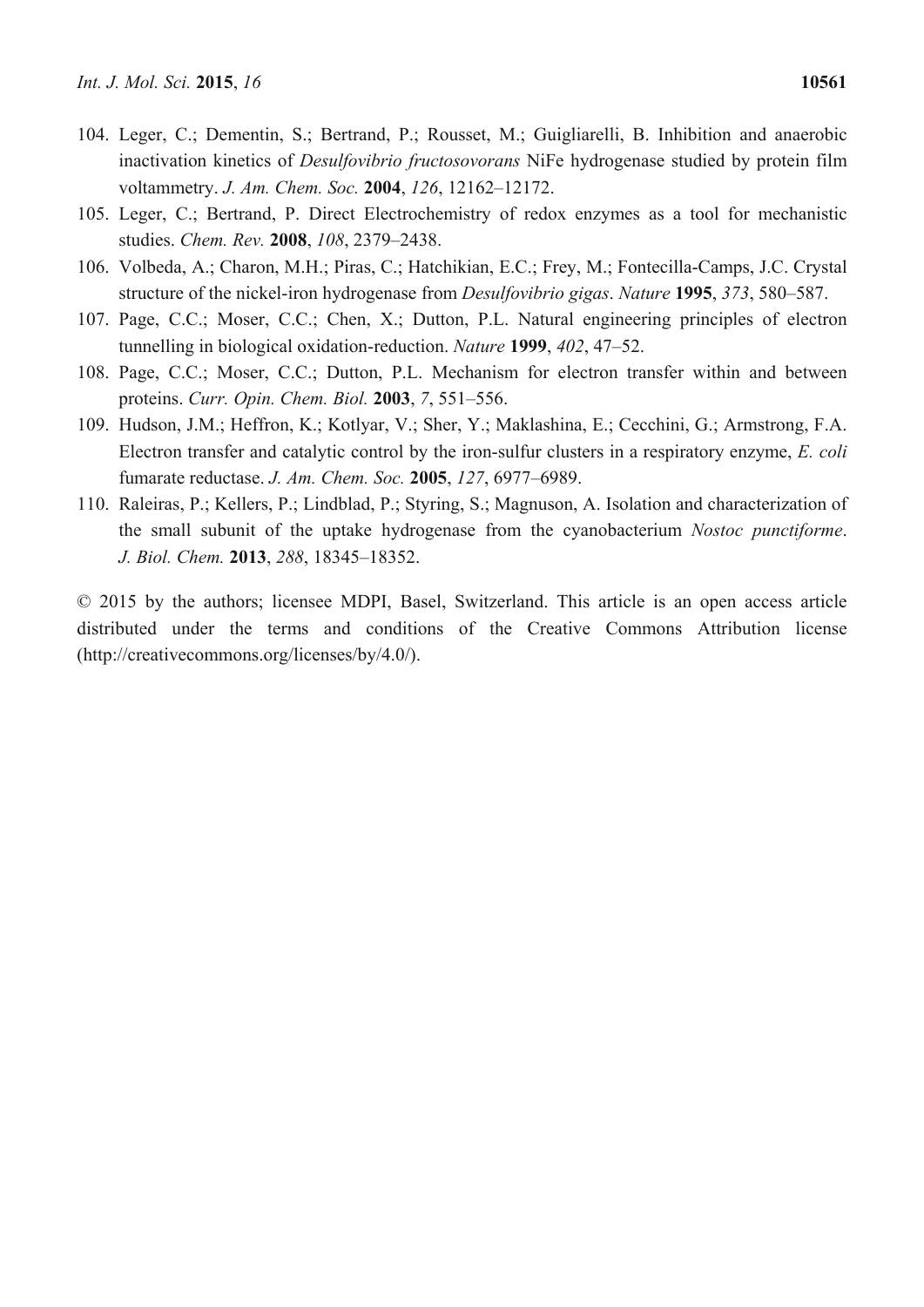104. Leger, C.; Dementin, S.; Bertrand, P.; Rousset, M.; Guigliarelli, B. Inhibition and anaerobic inactivation kinetics of *Desulfovibrio fructosovorans* NiFe hydrogenase studied by protein film voltammetry. *J. Am. Chem. Soc.* **2004**, *126*, 12162–12172.
105. Leger, C.; Bertrand, P. Direct Electrochemistry of redox enzymes as a tool for mechanistic studies. *Chem. Rev.* **2008**, *108*, 2379–2438.
106. Volbeda, A.; Charon, M.H.; Piras, C.; Hatchikian, E.C.; Frey, M.; Fontecilla-Camps, J.C. Crystal structure of the nickel-iron hydrogenase from *Desulfovibrio gigas*. *Nature* **1995**, *373*, 580–587.
107. Page, C.C.; Moser, C.C.; Chen, X.; Dutton, P.L. Natural engineering principles of electron tunnelling in biological oxidation-reduction. *Nature* **1999**, *402*, 47–52.
108. Page, C.C.; Moser, C.C.; Dutton, P.L. Mechanism for electron transfer within and between proteins. *Curr. Opin. Chem. Biol.* **2003**, *7*, 551–556.
109. Hudson, J.M.; Heffron, K.; Kotlyar, V.; Sher, Y.; Maklashina, E.; Cecchini, G.; Armstrong, F.A. Electron transfer and catalytic control by the iron-sulfur clusters in a respiratory enzyme, *E. coli* fumarate reductase. *J. Am. Chem. Soc.* **2005**, *127*, 6977–6989.
110. Raleiras, P.; Kellers, P.; Lindblad, P.; Styring, S.; Magnuson, A. Isolation and characterization of the small subunit of the uptake hydrogenase from the cyanobacterium *Nostoc punctiforme*. *J. Biol. Chem.* **2013**, *288*, 18345–18352.

© 2015 by the authors; licensee MDPI, Basel, Switzerland. This article is an open access article distributed under the terms and conditions of the Creative Commons Attribution license (http://creativecommons.org/licenses/by/4.0/).